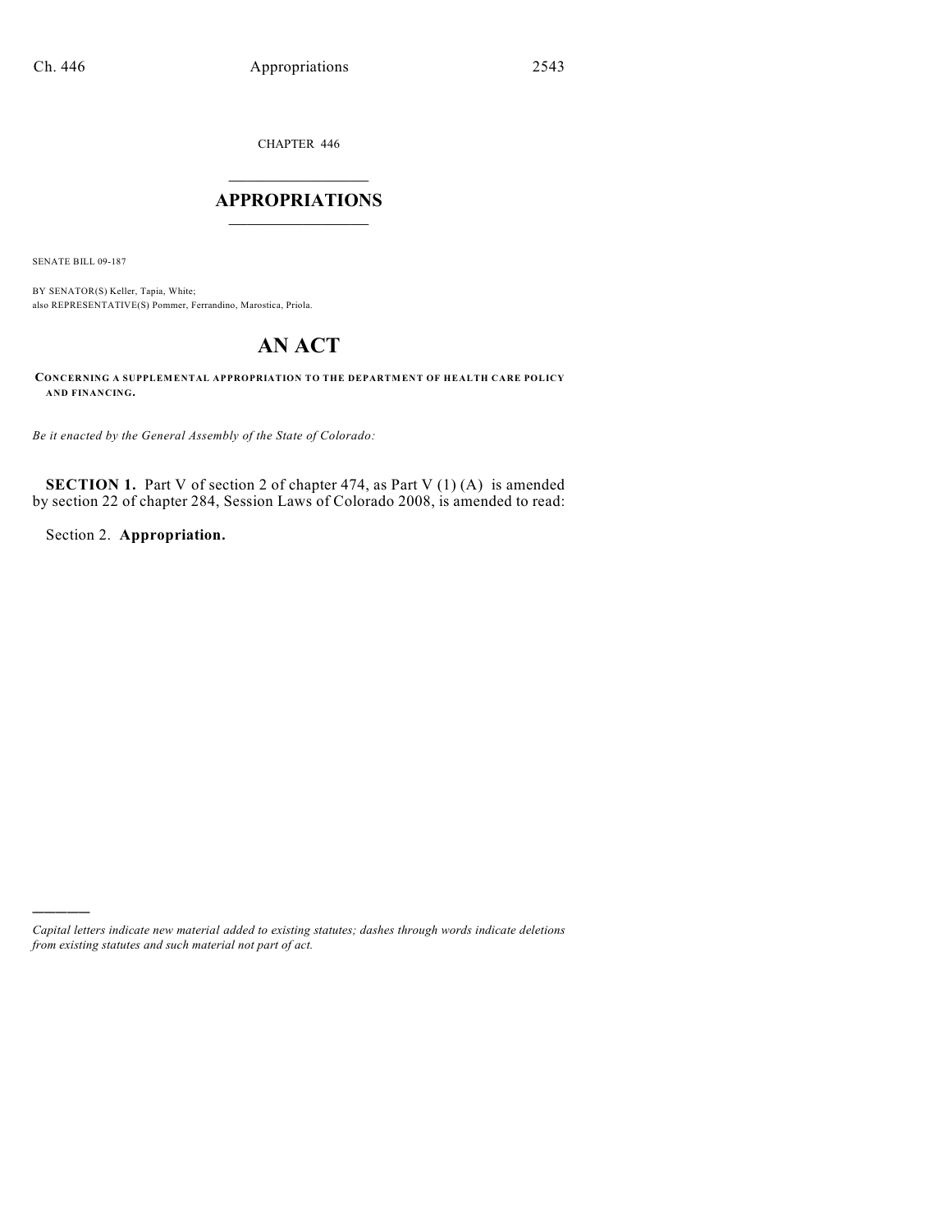CHAPTER 446

# APPROPRIATIONS

SENATE BILL 09-187

BY SENATOR(S) Keller, Tapia, White;
also REPRESENTATIVE(S) Pommer, Ferrandino, Marostica, Priola.

# AN ACT

**CONCERNING A SUPPLEMENTAL APPROPRIATION TO THE DEPARTMENT OF HEALTH CARE POLICY AND FINANCING.**

*Be it enacted by the General Assembly of the State of Colorado:*

**SECTION 1.** Part V of section 2 of chapter 474, as Part V (1) (A) is amended by section 22 of chapter 284, Session Laws of Colorado 2008, is amended to read:

Section 2. **Appropriation.**

---

*Capital letters indicate new material added to existing statutes; dashes through words indicate deletions from existing statutes and such material not part of act.*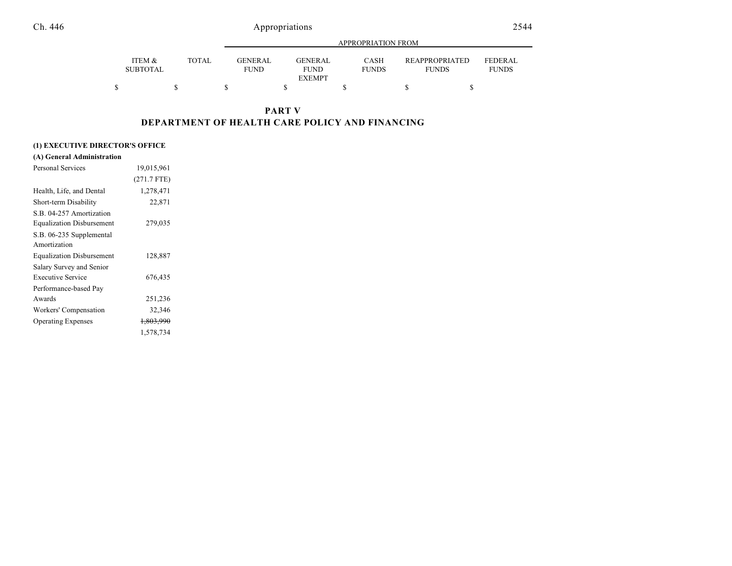| | ITEM & SUBTOTAL | TOTAL | APPROPRIATION FROM GENERAL FUND | GENERAL FUND EXEMPT | CASH FUNDS | REAPPROPRIATED FUNDS | FEDERAL FUNDS |
|---|---|---|---|---|---|---|---|
| | $ | $ | $ | $ | $ | $ | $ |

## PART V
## DEPARTMENT OF HEALTH CARE POLICY AND FINANCING

| | ITEM & SUBTOTAL | TOTAL | GENERAL FUND | GENERAL FUND EXEMPT | CASH FUNDS | REAPPROPRIATED FUNDS | FEDERAL FUNDS |
|---|---|---|---|---|---|---|---|
| **(1) EXECUTIVE DIRECTOR'S OFFICE** | | | | | | | |
| **(A) General Administration** | | | | | | | |
| Personal Services | 19,015,961 | | | | | | |
| | (271.7 FTE) | | | | | | |
| Health, Life, and Dental | 1,278,471 | | | | | | |
| Short-term Disability | 22,871 | | | | | | |
| S.B. 04-257 Amortization Equalization Disbursement | 279,035 | | | | | | |
| S.B. 06-235 Supplemental Amortization Equalization Disbursement | 128,887 | | | | | | |
| Salary Survey and Senior Executive Service | 676,435 | | | | | | |
| Performance-based Pay Awards | 251,236 | | | | | | |
| Workers' Compensation | 32,346 | | | | | | |
| Operating Expenses | ~~1,803,990~~ | | | | | | |
| | 1,578,734 | | | | | | |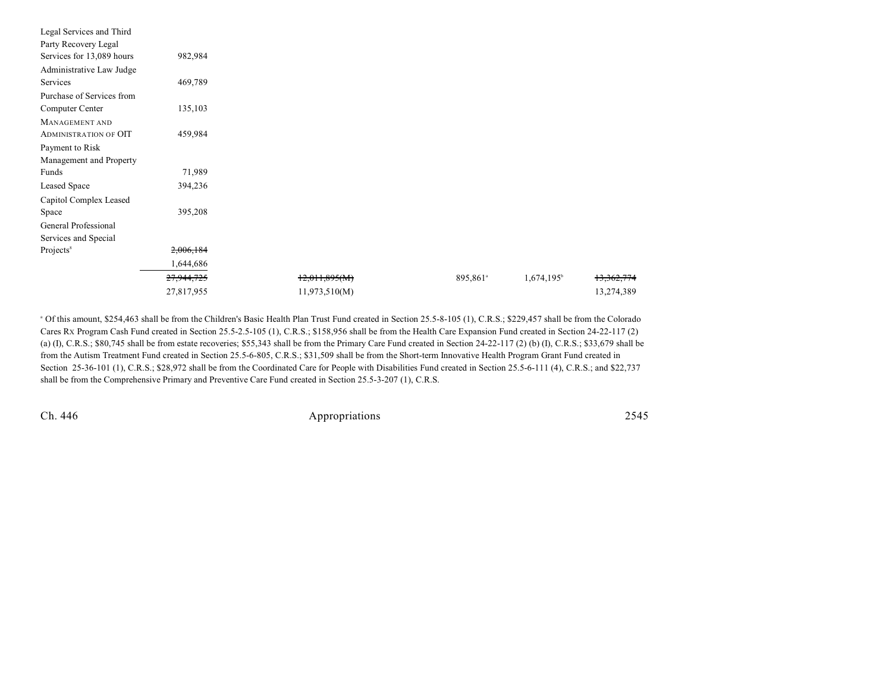| | | | | | |
|---|---|---|---|---|---|
| Legal Services and Third Party Recovery Legal Services for 13,089 hours | 982,984 | | | | |
| Administrative Law Judge Services | 469,789 | | | | |
| Purchase of Services from Computer Center | 135,103 | | | | |
| MANAGEMENT AND ADMINISTRATION OF OIT | 459,984 | | | | |
| Payment to Risk Management and Property Funds | 71,989 | | | | |
| Leased Space | 394,236 | | | | |
| Capitol Complex Leased Space | 395,208 | | | | |
| General Professional Services and Special Projects[8] | ~~2,006,184~~ 1,644,686 | | | | |
| | ~~27,944,725~~ 27,817,955 | ~~12,011,895(M)~~ 11,973,510(M) | 895,861[a] | 1,674,195[b] | ~~13,362,774~~ 13,274,389 |

[a] Of this amount, $254,463 shall be from the Children's Basic Health Plan Trust Fund created in Section 25.5-8-105 (1), C.R.S.; $229,457 shall be from the Colorado Cares Rx Program Cash Fund created in Section 25.5-2.5-105 (1), C.R.S.; $158,956 shall be from the Health Care Expansion Fund created in Section 24-22-117 (2) (a) (I), C.R.S.; $80,745 shall be from estate recoveries; $55,343 shall be from the Primary Care Fund created in Section 24-22-117 (2) (b) (I), C.R.S.; $33,679 shall be from the Autism Treatment Fund created in Section 25.5-6-805, C.R.S.; $31,509 shall be from the Short-term Innovative Health Program Grant Fund created in Section 25-36-101 (1), C.R.S.; $28,972 shall be from the Coordinated Care for People with Disabilities Fund created in Section 25.5-6-111 (4), C.R.S.; and $22,737 shall be from the Comprehensive Primary and Preventive Care Fund created in Section 25.5-3-207 (1), C.R.S.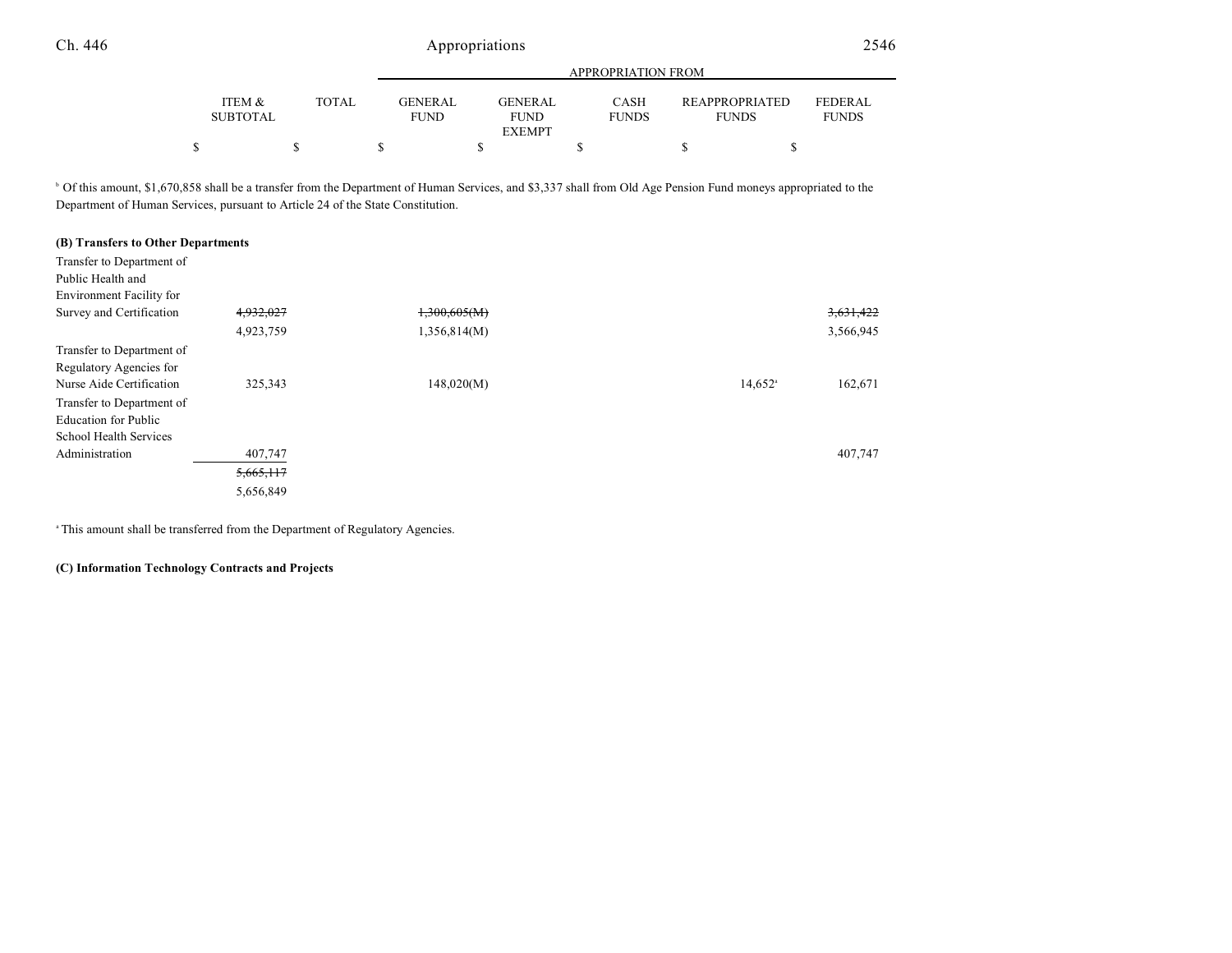| | ITEM & SUBTOTAL | TOTAL | GENERAL FUND | GENERAL FUND EXEMPT | CASH FUNDS | REAPPROPRIATED FUNDS | FEDERAL FUNDS |
|---|---|---|---|---|---|---|---|
| | | | APPROPRIATION FROM | | | | |
| | $ | $ | $ | $ | $ | $ | $ |

[b] Of this amount, $1,670,858 shall be a transfer from the Department of Human Services, and $3,337 shall from Old Age Pension Fund moneys appropriated to the Department of Human Services, pursuant to Article 24 of the State Constitution.

**(B) Transfers to Other Departments**

| | ITEM & SUBTOTAL | TOTAL | GENERAL FUND | GENERAL FUND EXEMPT | CASH FUNDS | REAPPROPRIATED FUNDS | FEDERAL FUNDS |
|---|---|---|---|---|---|---|---|
| Transfer to Department of Public Health and Environment Facility for Survey and Certification | ~~4,932,027~~ | | ~~1,300,605(M)~~ | | | | ~~3,631,422~~ |
| | 4,923,759 | | 1,356,814(M) | | | | 3,566,945 |
| Transfer to Department of Regulatory Agencies for Nurse Aide Certification | 325,343 | | 148,020(M) | | | 14,652[a] | 162,671 |
| Transfer to Department of Education for Public School Health Services Administration | 407,747 | | | | | | 407,747 |
| | ~~5,665,117~~ | | | | | | |
| | 5,656,849 | | | | | | |

[a] This amount shall be transferred from the Department of Regulatory Agencies.

**(C) Information Technology Contracts and Projects**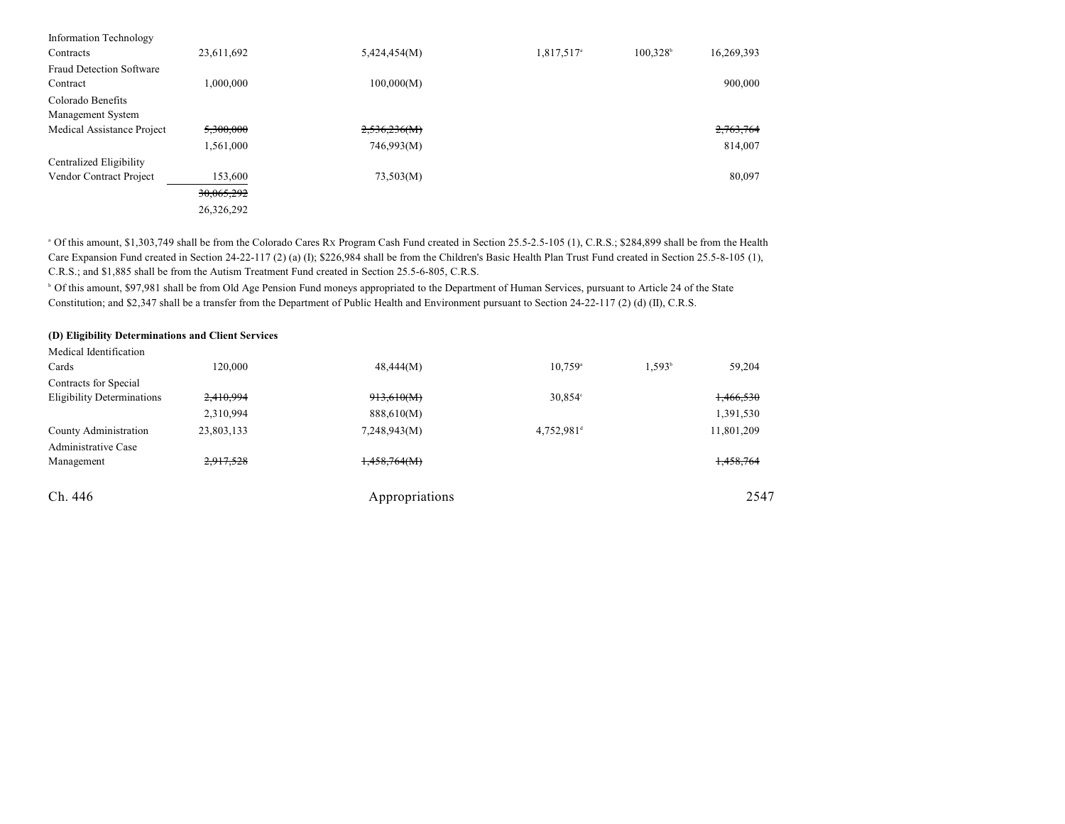| | | | | | |
|---|---|---|---|---|---|
| Information Technology Contracts | 23,611,692 | 5,424,454(M) | 1,817,517[a] | 100,328[b] | 16,269,393 |
| Fraud Detection Software Contract | 1,000,000 | 100,000(M) | | | 900,000 |
| Colorado Benefits Management System Medical Assistance Project | ~~5,300,000~~ | ~~2,536,236(M)~~ | | | ~~2,763,764~~ |
| | 1,561,000 | 746,993(M) | | | 814,007 |
| Centralized Eligibility Vendor Contract Project | 153,600 | 73,503(M) | | | 80,097 |
| | ~~30,065,292~~ | | | | |
| | 26,326,292 | | | | |

[a] Of this amount, $1,303,749 shall be from the Colorado Cares Rx Program Cash Fund created in Section 25.5-2.5-105 (1), C.R.S.; $284,899 shall be from the Health Care Expansion Fund created in Section 24-22-117 (2) (a) (I); $226,984 shall be from the Children's Basic Health Plan Trust Fund created in Section 25.5-8-105 (1), C.R.S.; and $1,885 shall be from the Autism Treatment Fund created in Section 25.5-6-805, C.R.S.

[b] Of this amount, $97,981 shall be from Old Age Pension Fund moneys appropriated to the Department of Human Services, pursuant to Article 24 of the State Constitution; and $2,347 shall be a transfer from the Department of Public Health and Environment pursuant to Section 24-22-117 (2) (d) (II), C.R.S.

**(D) Eligibility Determinations and Client Services**

| | | | | | |
|---|---|---|---|---|---|
| Medical Identification Cards | 120,000 | 48,444(M) | 10,759[a] | 1,593[b] | 59,204 |
| Contracts for Special Eligibility Determinations | ~~2,410,994~~ | ~~913,610(M)~~ | 30,854[c] | | ~~1,466,530~~ |
| | 2,310,994 | 888,610(M) | | | 1,391,530 |
| County Administration | 23,803,133 | 7,248,943(M) | 4,752,981[d] | | 11,801,209 |
| Administrative Case Management | ~~2,917,528~~ | ~~1,458,764(M)~~ | | | ~~1,458,764~~ |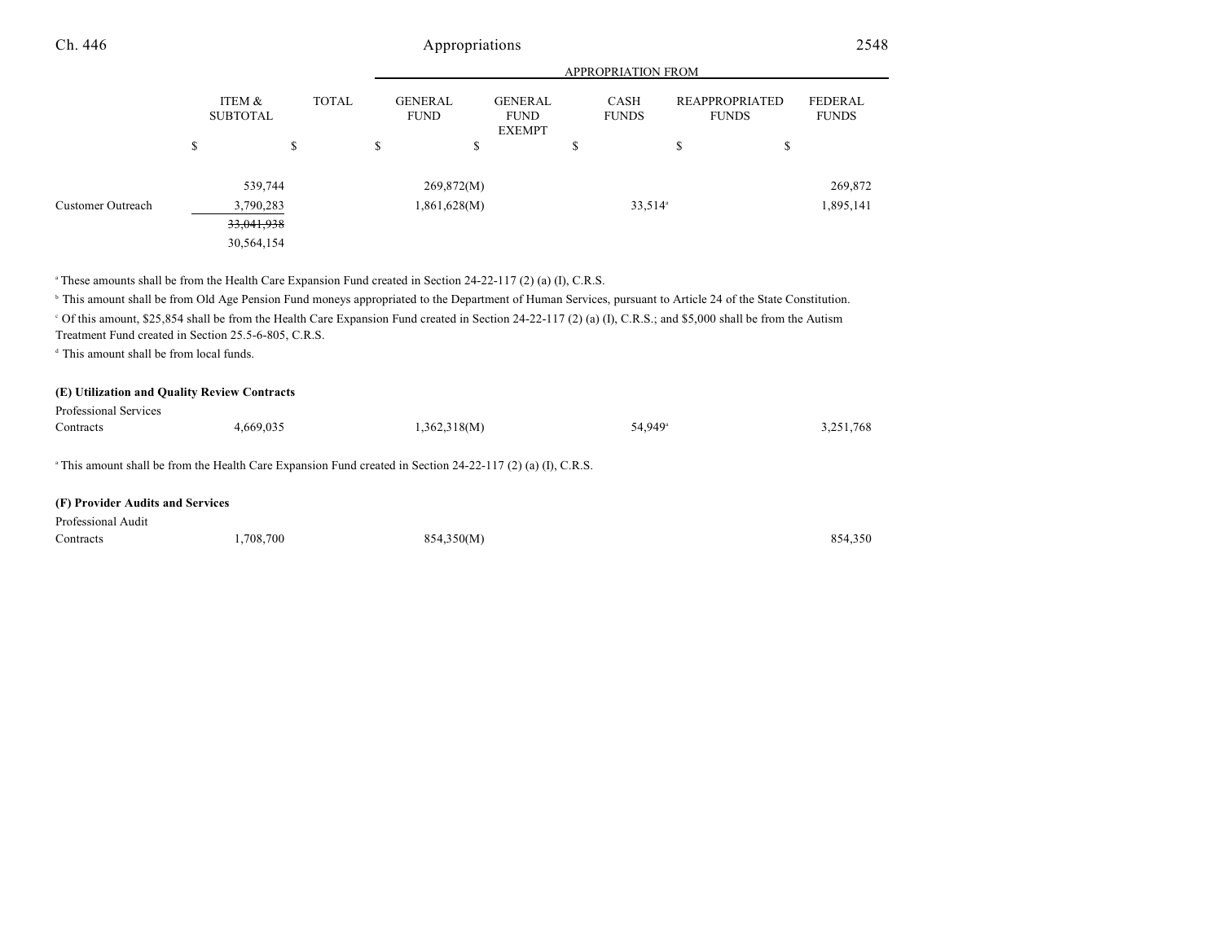| | ITEM & SUBTOTAL | TOTAL | GENERAL FUND | GENERAL FUND EXEMPT | CASH FUNDS | REAPPROPRIATED FUNDS | FEDERAL FUNDS |
|---|---|---|---|---|---|---|---|
| | | | APPROPRIATION FROM | | | | |
| | $ | $ | $ | $ | $ | $ | $ |
| | 539,744 | | 269,872(M) | | | | 269,872 |
| Customer Outreach | 3,790,283 | | 1,861,628(M) | | 33,514[a] | | 1,895,141 |
| | ~~33,041,938~~ | | | | | | |
| | 30,564,154 | | | | | | |

[a] These amounts shall be from the Health Care Expansion Fund created in Section 24-22-117 (2) (a) (I), C.R.S.

[b] This amount shall be from Old Age Pension Fund moneys appropriated to the Department of Human Services, pursuant to Article 24 of the State Constitution.

[c] Of this amount, $25,854 shall be from the Health Care Expansion Fund created in Section 24-22-117 (2) (a) (I), C.R.S.; and $5,000 shall be from the Autism Treatment Fund created in Section 25.5-6-805, C.R.S.

[d] This amount shall be from local funds.

**(E) Utilization and Quality Review Contracts**

| | ITEM & SUBTOTAL | TOTAL | GENERAL FUND | GENERAL FUND EXEMPT | CASH FUNDS | REAPPROPRIATED FUNDS | FEDERAL FUNDS |
|---|---|---|---|---|---|---|---|
| Professional Services Contracts | 4,669,035 | | 1,362,318(M) | | 54,949[a] | | 3,251,768 |

[a] This amount shall be from the Health Care Expansion Fund created in Section 24-22-117 (2) (a) (I), C.R.S.

**(F) Provider Audits and Services**

| | ITEM & SUBTOTAL | TOTAL | GENERAL FUND | GENERAL FUND EXEMPT | CASH FUNDS | REAPPROPRIATED FUNDS | FEDERAL FUNDS |
|---|---|---|---|---|---|---|---|
| Professional Audit Contracts | 1,708,700 | | 854,350(M) | | | | 854,350 |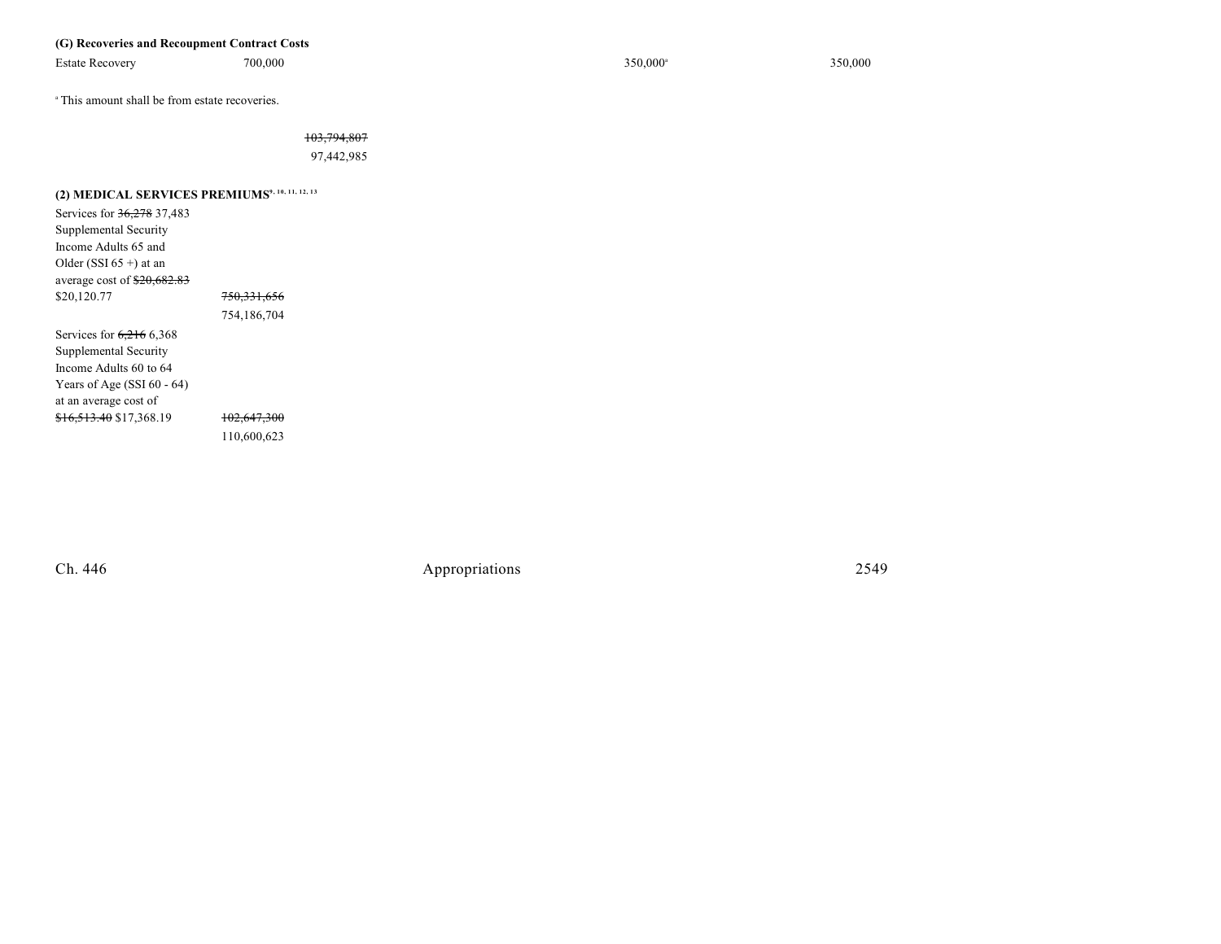**(G) Recoveries and Recoupment Contract Costs**

| | | | | | |
|---|---|---|---|---|---|
| Estate Recovery | 700,000 | | | 350,000[a] | 350,000 |

[a] This amount shall be from estate recoveries.

| | | |
|---|---|---|
| | | ~~103,794,807~~ 97,442,985 |

**(2) MEDICAL SERVICES PREMIUMS**[9, 10, 11, 12, 13]

| | |
|---|---|
| Services for ~~36,278~~ 37,483 Supplemental Security Income Adults 65 and Older (SSI 65 +) at an average cost of ~~$20,682.83~~ $20,120.77 | ~~750,331,656~~ 754,186,704 |
| Services for ~~6,216~~ 6,368 Supplemental Security Income Adults 60 to 64 Years of Age (SSI 60 - 64) at an average cost of ~~$16,513.40~~ $17,368.19 | ~~102,647,300~~ 110,600,623 |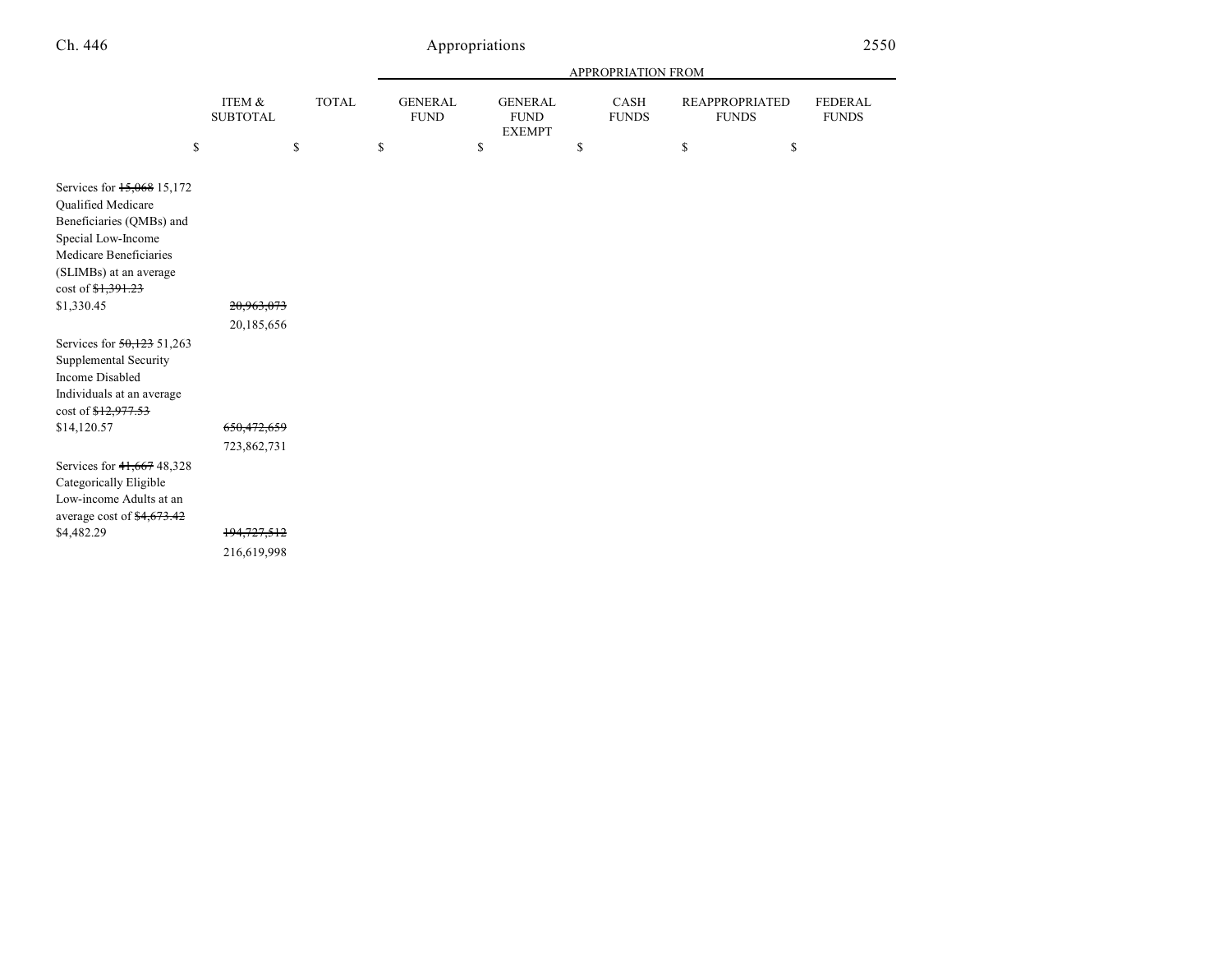| | ITEM & SUBTOTAL | TOTAL | GENERAL FUND | GENERAL FUND EXEMPT | CASH FUNDS | REAPPROPRIATED FUNDS | FEDERAL FUNDS |
|---|---|---|---|---|---|---|---|
| | | | APPROPRIATION FROM | | | | |
| | $ | $ | $ | $ | $ | $ | $ |
| Services for ~~15,068~~ 15,172 Qualified Medicare Beneficiaries (QMBs) and Special Low-Income Medicare Beneficiaries (SLIMBs) at an average cost of ~~$1,391.23~~ $1,330.45 | ~~20,963,073~~ 20,185,656 | | | | | | |
| Services for ~~50,123~~ 51,263 Supplemental Security Income Disabled Individuals at an average cost of ~~$12,977.53~~ $14,120.57 | ~~650,472,659~~ 723,862,731 | | | | | | |
| Services for ~~41,667~~ 48,328 Categorically Eligible Low-income Adults at an average cost of ~~$4,673.42~~ $4,482.29 | ~~194,727,512~~ 216,619,998 | | | | | | |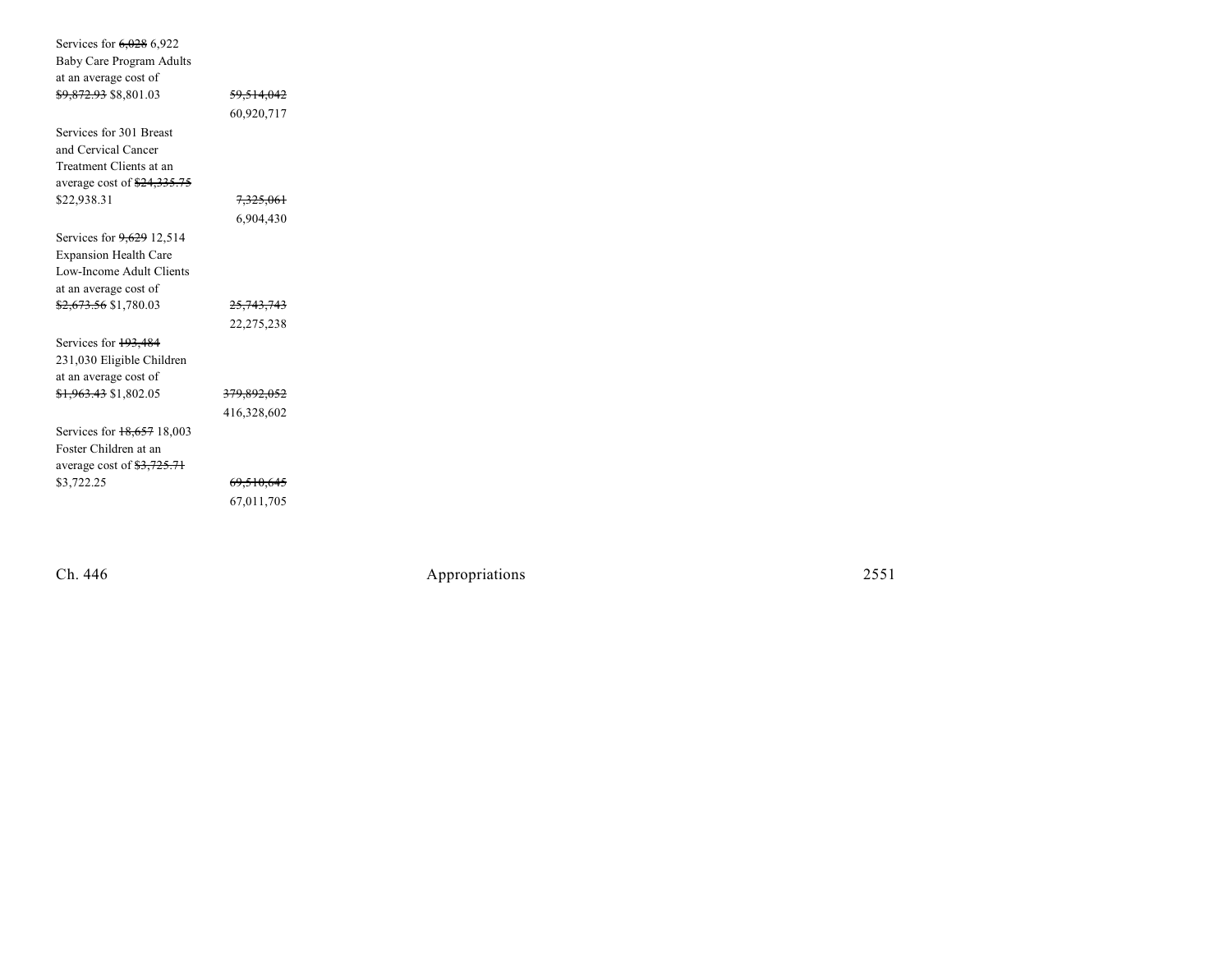| | |
|---|---|
| Services for ~~6,028~~ 6,922 Baby Care Program Adults at an average cost of ~~$9,872.93~~ $8,801.03 | ~~59,514,042~~ 60,920,717 |
| Services for 301 Breast and Cervical Cancer Treatment Clients at an average cost of ~~$24,335.75~~ $22,938.31 | ~~7,325,061~~ 6,904,430 |
| Services for ~~9,629~~ 12,514 Expansion Health Care Low-Income Adult Clients at an average cost of ~~$2,673.56~~ $1,780.03 | ~~25,743,743~~ 22,275,238 |
| Services for ~~193,484~~ 231,030 Eligible Children at an average cost of ~~$1,963.43~~ $1,802.05 | ~~379,892,052~~ 416,328,602 |
| Services for ~~18,657~~ 18,003 Foster Children at an average cost of ~~$3,725.71~~ $3,722.25 | ~~69,510,645~~ 67,011,705 |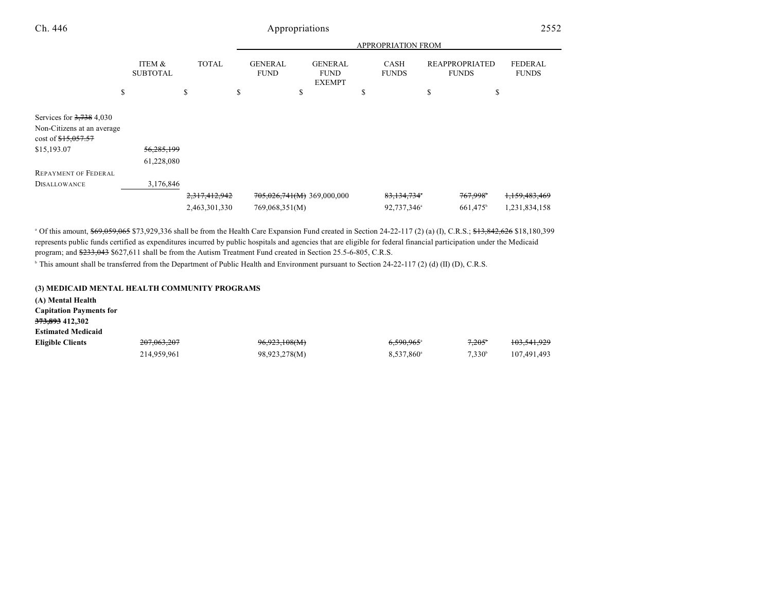| | ITEM & SUBTOTAL | TOTAL | APPROPRIATION FROM GENERAL FUND | GENERAL FUND EXEMPT | CASH FUNDS | REAPPROPRIATED FUNDS | FEDERAL FUNDS |
|---|---|---|---|---|---|---|---|
| | $ | $ | $ | $ | $ | $ | $ |
| Services for ~~3,738~~ 4,030 Non-Citizens at an average cost of ~~$15,057.57~~ $15,193.07 | ~~56,285,199~~ 61,228,080 | | | | | | |
| Repayment of Federal Disallowance | 3,176,846 | | | | | | |
| | | ~~2,317,412,942~~ 2,463,301,330 | ~~705,026,741(M)~~ 769,068,351(M) | 369,000,000 | ~~83,134,734~~[a] 92,737,346[a] | ~~767,998~~[b] 661,475[b] | ~~1,159,483,469~~ 1,231,834,158 |

[a] Of this amount, ~~$69,059,065~~ $73,929,336 shall be from the Health Care Expansion Fund created in Section 24-22-117 (2) (a) (I), C.R.S.; ~~$13,842,626~~ $18,180,399 represents public funds certified as expenditures incurred by public hospitals and agencies that are eligible for federal financial participation under the Medicaid program; and ~~$233,043~~ $627,611 shall be from the Autism Treatment Fund created in Section 25.5-6-805, C.R.S.

[b] This amount shall be transferred from the Department of Public Health and Environment pursuant to Section 24-22-117 (2) (d) (II) (D), C.R.S.

**(3) MEDICAID MENTAL HEALTH COMMUNITY PROGRAMS**

| | ITEM & SUBTOTAL | TOTAL | GENERAL FUND | GENERAL FUND EXEMPT | CASH FUNDS | REAPPROPRIATED FUNDS | FEDERAL FUNDS |
|---|---|---|---|---|---|---|---|
| **(A) Mental Health Capitation Payments for ~~373,893~~ 412,302 Estimated Medicaid Eligible Clients** | ~~207,063,207~~ 214,959,961 | | ~~96,923,108(M)~~ 98,923,278(M) | | ~~6,590,965~~[a] 8,537,860[a] | ~~7,205~~[b] 7,330[b] | ~~103,541,929~~ 107,491,493 |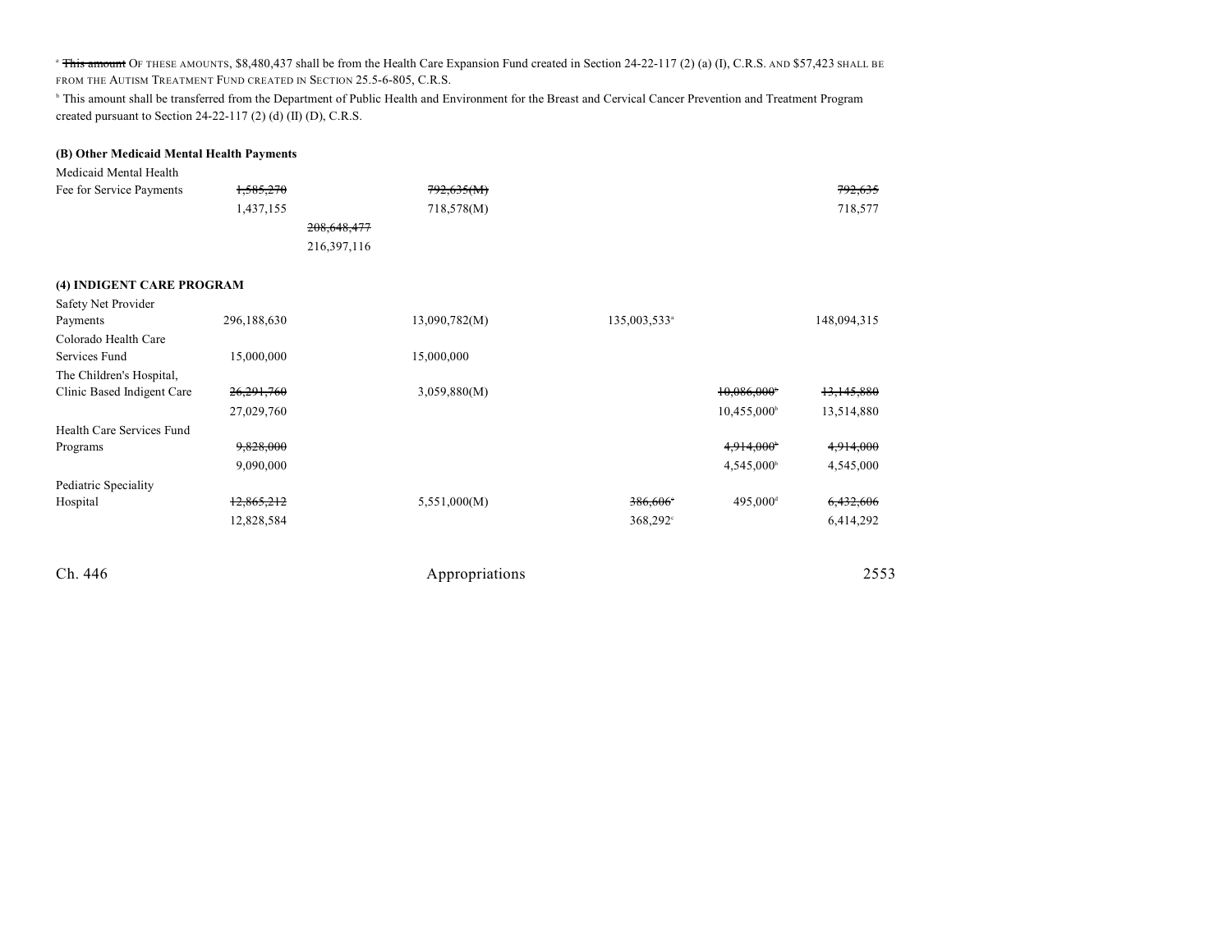[a] ~~This amount~~ OF THESE AMOUNTS, $8,480,437 shall be from the Health Care Expansion Fund created in Section 24-22-117 (2) (a) (I), C.R.S. AND $57,423 SHALL BE FROM THE AUTISM TREATMENT FUND CREATED IN SECTION 25.5-6-805, C.R.S.

[b] This amount shall be transferred from the Department of Public Health and Environment for the Breast and Cervical Cancer Prevention and Treatment Program created pursuant to Section 24-22-117 (2) (d) (II) (D), C.R.S.

**(B) Other Medicaid Mental Health Payments**

| | | | | | | |
|---|---|---|---|---|---|---|
| Medicaid Mental Health Fee for Service Payments | ~~1,585,270~~ 1,437,155 | | ~~792,635(M)~~ 718,578(M) | | | ~~792,635~~ 718,577 |
| | | ~~208,648,477~~ 216,397,116 | | | | |

**(4) INDIGENT CARE PROGRAM**

| | | | | | | |
|---|---|---|---|---|---|---|
| Safety Net Provider Payments | 296,188,630 | | 13,090,782(M) | 135,003,533[a] | | 148,094,315 |
| Colorado Health Care Services Fund | 15,000,000 | | 15,000,000 | | | |
| The Children's Hospital, Clinic Based Indigent Care | ~~26,291,760~~ 27,029,760 | | 3,059,880(M) | | ~~10,086,000~~[b] 10,455,000[b] | ~~13,145,880~~ 13,514,880 |
| Health Care Services Fund Programs | ~~9,828,000~~ 9,090,000 | | | | ~~4,914,000~~[b] 4,545,000[b] | ~~4,914,000~~ 4,545,000 |
| Pediatric Speciality Hospital | ~~12,865,212~~ 12,828,584 | | 5,551,000(M) | ~~386,606~~[c] 368,292[c] | 495,000[d] | ~~6,432,606~~ 6,414,292 |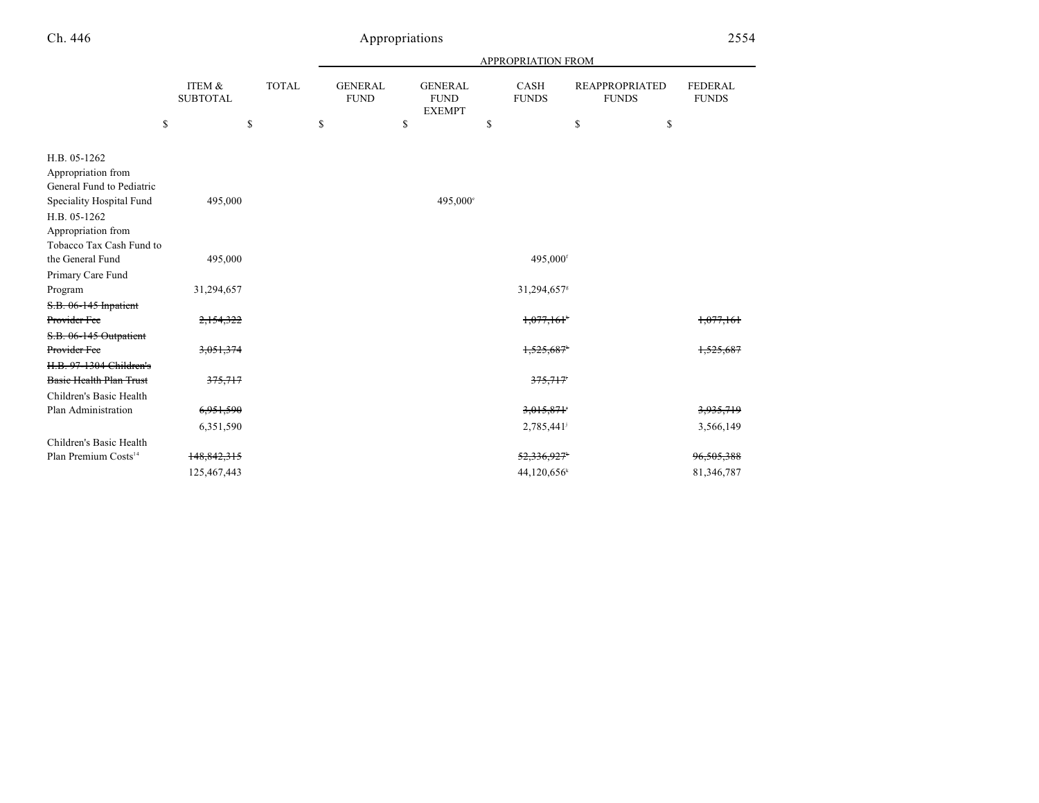| | ITEM & SUBTOTAL | TOTAL | GENERAL FUND | GENERAL FUND EXEMPT | CASH FUNDS | REAPPROPRIATED FUNDS | FEDERAL FUNDS |
|---|---|---|---|---|---|---|---|
| | | | APPROPRIATION FROM | | | | |
| | $ | $ | $ | $ | $ | $ | $ |
| H.B. 05-1262 Appropriation from General Fund to Pediatric Speciality Hospital Fund | 495,000 | | | 495,000[e] | | | |
| H.B. 05-1262 Appropriation from Tobacco Tax Cash Fund to the General Fund | 495,000 | | | | 495,000[f] | | |
| Primary Care Fund Program | 31,294,657 | | | | 31,294,657[g] | | |
| ~~S.B. 06-145 Inpatient Provider Fee~~ | ~~2,154,322~~ | | | | ~~1,077,161[h]~~ | | ~~1,077,161~~ |
| ~~S.B. 06-145 Outpatient Provider Fee~~ | ~~3,051,374~~ | | | | ~~1,525,687[h]~~ | | ~~1,525,687~~ |
| ~~H.B. 97-1304 Children's Basic Health Plan Trust~~ | ~~375,717~~ | | | | ~~375,717[i]~~ | | |
| Children's Basic Health Plan Administration | ~~6,951,590~~ | | | | ~~3,015,871[i]~~ | | ~~3,935,719~~ |
| | 6,351,590 | | | | 2,785,441[j] | | 3,566,149 |
| Children's Basic Health Plan Premium Costs[14] | ~~148,842,315~~ | | | | ~~52,336,927[k]~~ | | ~~96,505,388~~ |
| | 125,467,443 | | | | 44,120,656[k] | | 81,346,787 |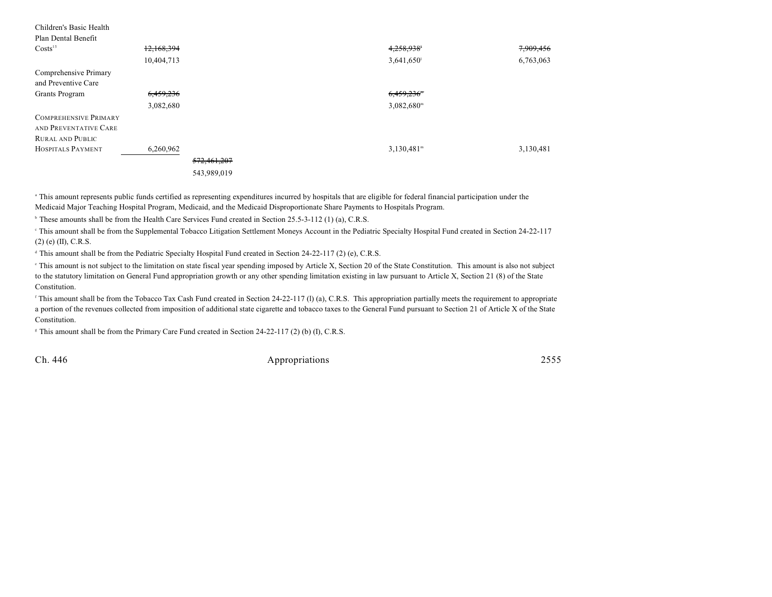| | | | | |
|---|---|---|---|---|
| Children's Basic Health Plan Dental Benefit Costs[15] | ~~12,168,394~~ | | ~~4,258,938~~[l] | ~~7,909,456~~ |
| | 10,404,713 | | 3,641,650[l] | 6,763,063 |
| Comprehensive Primary and Preventive Care Grants Program | ~~6,459,236~~ | | ~~6,459,236~~[m] | |
| | 3,082,680 | | 3,082,680[m] | |
| COMPREHENSIVE PRIMARY AND PREVENTATIVE CARE RURAL AND PUBLIC HOSPITALS PAYMENT | 6,260,962 | | 3,130,481[m] | 3,130,481 |
| | | ~~572,461,207~~ | | |
| | | 543,989,019 | | |

[a] This amount represents public funds certified as representing expenditures incurred by hospitals that are eligible for federal financial participation under the Medicaid Major Teaching Hospital Program, Medicaid, and the Medicaid Disproportionate Share Payments to Hospitals Program.

[b] These amounts shall be from the Health Care Services Fund created in Section 25.5-3-112 (1) (a), C.R.S.

[c] This amount shall be from the Supplemental Tobacco Litigation Settlement Moneys Account in the Pediatric Specialty Hospital Fund created in Section 24-22-117 (2) (e) (II), C.R.S.

[d] This amount shall be from the Pediatric Specialty Hospital Fund created in Section 24-22-117 (2) (e), C.R.S.

[e] This amount is not subject to the limitation on state fiscal year spending imposed by Article X, Section 20 of the State Constitution. This amount is also not subject to the statutory limitation on General Fund appropriation growth or any other spending limitation existing in law pursuant to Article X, Section 21 (8) of the State Constitution.

[f] This amount shall be from the Tobacco Tax Cash Fund created in Section 24-22-117 (l) (a), C.R.S. This appropriation partially meets the requirement to appropriate a portion of the revenues collected from imposition of additional state cigarette and tobacco taxes to the General Fund pursuant to Section 21 of Article X of the State Constitution.

[g] This amount shall be from the Primary Care Fund created in Section 24-22-117 (2) (b) (I), C.R.S.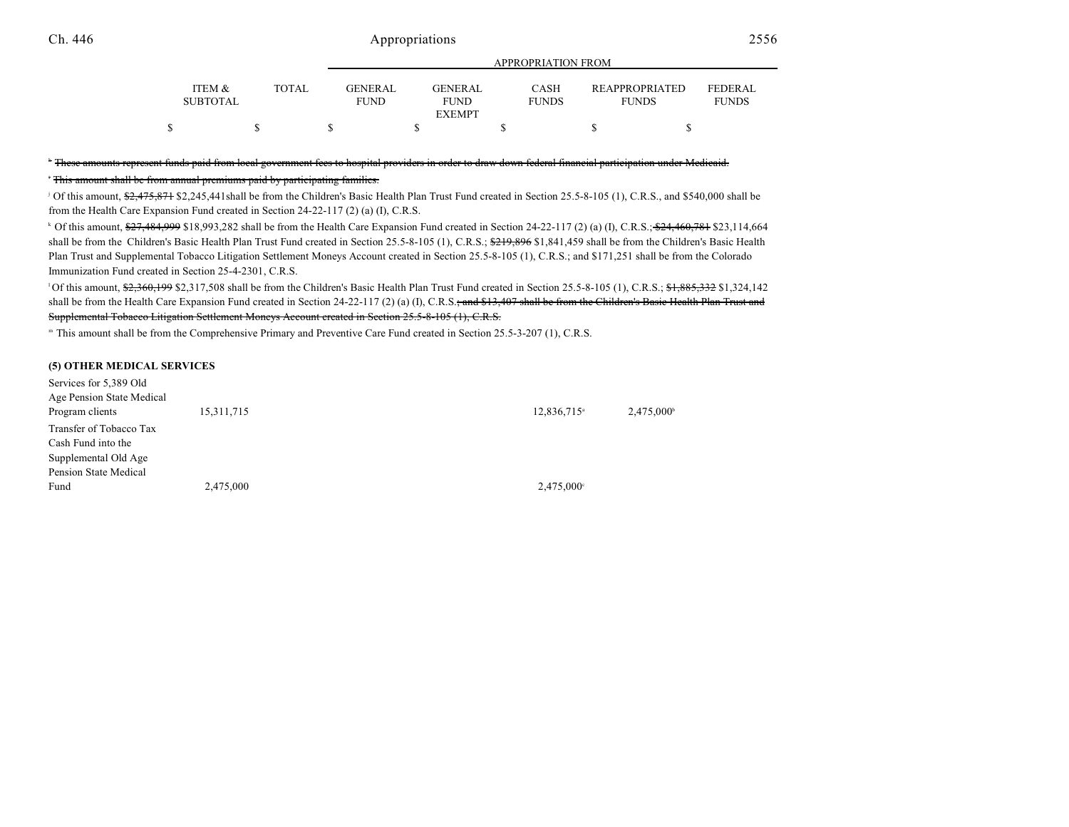| | ITEM & SUBTOTAL | TOTAL | GENERAL FUND | GENERAL FUND EXEMPT | CASH FUNDS | REAPPROPRIATED FUNDS | FEDERAL FUNDS |
|---|---|---|---|---|---|---|---|
| | $ | $ | $ | $ | $ | $ | $ |

[h] ~~These amounts represent funds paid from local government fees to hospital providers in order to draw down federal financial participation under Medicaid.~~

[i] ~~This amount shall be from annual premiums paid by participating families.~~

[j] Of this amount, ~~$2,475,871~~ $2,245,441shall be from the Children's Basic Health Plan Trust Fund created in Section 25.5-8-105 (1), C.R.S., and $540,000 shall be from the Health Care Expansion Fund created in Section 24-22-117 (2) (a) (I), C.R.S.

[k] Of this amount, ~~$27,484,999~~ $18,993,282 shall be from the Health Care Expansion Fund created in Section 24-22-117 (2) (a) (I), C.R.S.; ~~$24,460,781~~ $23,114,664 shall be from the Children's Basic Health Plan Trust Fund created in Section 25.5-8-105 (1), C.R.S.; ~~$219,896~~ $1,841,459 shall be from the Children's Basic Health Plan Trust and Supplemental Tobacco Litigation Settlement Moneys Account created in Section 25.5-8-105 (1), C.R.S.; and $171,251 shall be from the Colorado Immunization Fund created in Section 25-4-2301, C.R.S.

[l] Of this amount, ~~$2,360,199~~ $2,317,508 shall be from the Children's Basic Health Plan Trust Fund created in Section 25.5-8-105 (1), C.R.S.; ~~$1,885,332~~ $1,324,142 shall be from the Health Care Expansion Fund created in Section 24-22-117 (2) (a) (I), C.R.S.~~; and $13,407 shall be from the Children's Basic Health Plan Trust and Supplemental Tobacco Litigation Settlement Moneys Account created in Section 25.5-8-105 (1), C.R.S.~~

[m] This amount shall be from the Comprehensive Primary and Preventive Care Fund created in Section 25.5-3-207 (1), C.R.S.

**(5) OTHER MEDICAL SERVICES**

| | ITEM & SUBTOTAL | TOTAL | GENERAL FUND | GENERAL FUND EXEMPT | CASH FUNDS | REAPPROPRIATED FUNDS | FEDERAL FUNDS |
|---|---|---|---|---|---|---|---|
| Services for 5,389 Old Age Pension State Medical Program clients | 15,311,715 | | | | 12,836,715[a] | 2,475,000[b] | |
| Transfer of Tobacco Tax Cash Fund into the Supplemental Old Age Pension State Medical Fund | 2,475,000 | | | | 2,475,000[c] | | |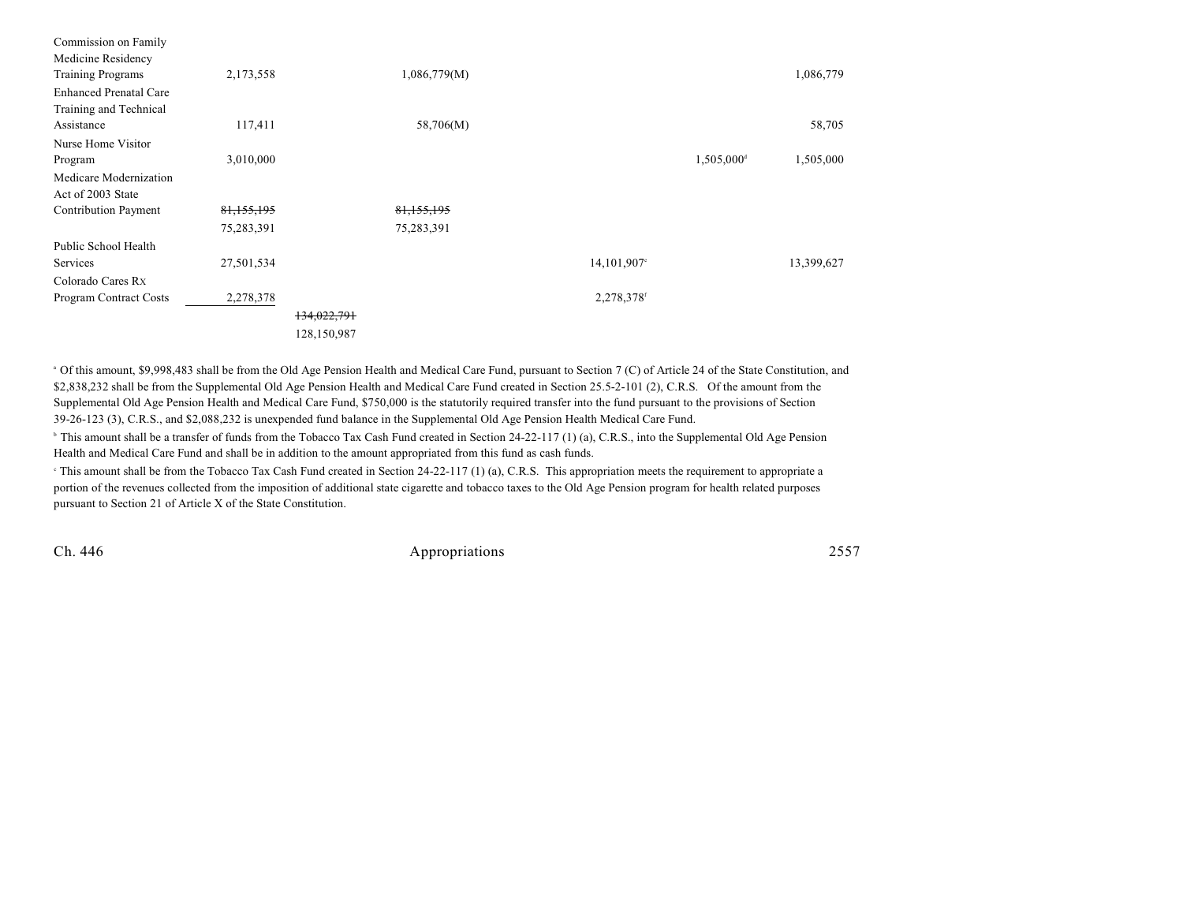| | | | | | | |
|---|---|---|---|---|---|---|
| Commission on Family Medicine Residency Training Programs | 2,173,558 | | 1,086,779(M) | | | 1,086,779 |
| Enhanced Prenatal Care Training and Technical Assistance | 117,411 | | 58,706(M) | | | 58,705 |
| Nurse Home Visitor Program | 3,010,000 | | | | 1,505,000[d] | 1,505,000 |
| Medicare Modernization Act of 2003 State Contribution Payment | ~~81,155,195~~ 75,283,391 | | ~~81,155,195~~ 75,283,391 | | | |
| Public School Health Services | 27,501,534 | | | 14,101,907[e] | | 13,399,627 |
| Colorado Cares Rx Program Contract Costs | 2,278,378 | | | 2,278,378[f] | | |
| | | ~~134,022,791~~ 128,150,987 | | | | |

[a] Of this amount, $9,998,483 shall be from the Old Age Pension Health and Medical Care Fund, pursuant to Section 7 (C) of Article 24 of the State Constitution, and $2,838,232 shall be from the Supplemental Old Age Pension Health and Medical Care Fund created in Section 25.5-2-101 (2), C.R.S. Of the amount from the Supplemental Old Age Pension Health and Medical Care Fund, $750,000 is the statutorily required transfer into the fund pursuant to the provisions of Section 39-26-123 (3), C.R.S., and $2,088,232 is unexpended fund balance in the Supplemental Old Age Pension Health Medical Care Fund.

[b] This amount shall be a transfer of funds from the Tobacco Tax Cash Fund created in Section 24-22-117 (1) (a), C.R.S., into the Supplemental Old Age Pension Health and Medical Care Fund and shall be in addition to the amount appropriated from this fund as cash funds.

[c] This amount shall be from the Tobacco Tax Cash Fund created in Section 24-22-117 (1) (a), C.R.S. This appropriation meets the requirement to appropriate a portion of the revenues collected from the imposition of additional state cigarette and tobacco taxes to the Old Age Pension program for health related purposes pursuant to Section 21 of Article X of the State Constitution.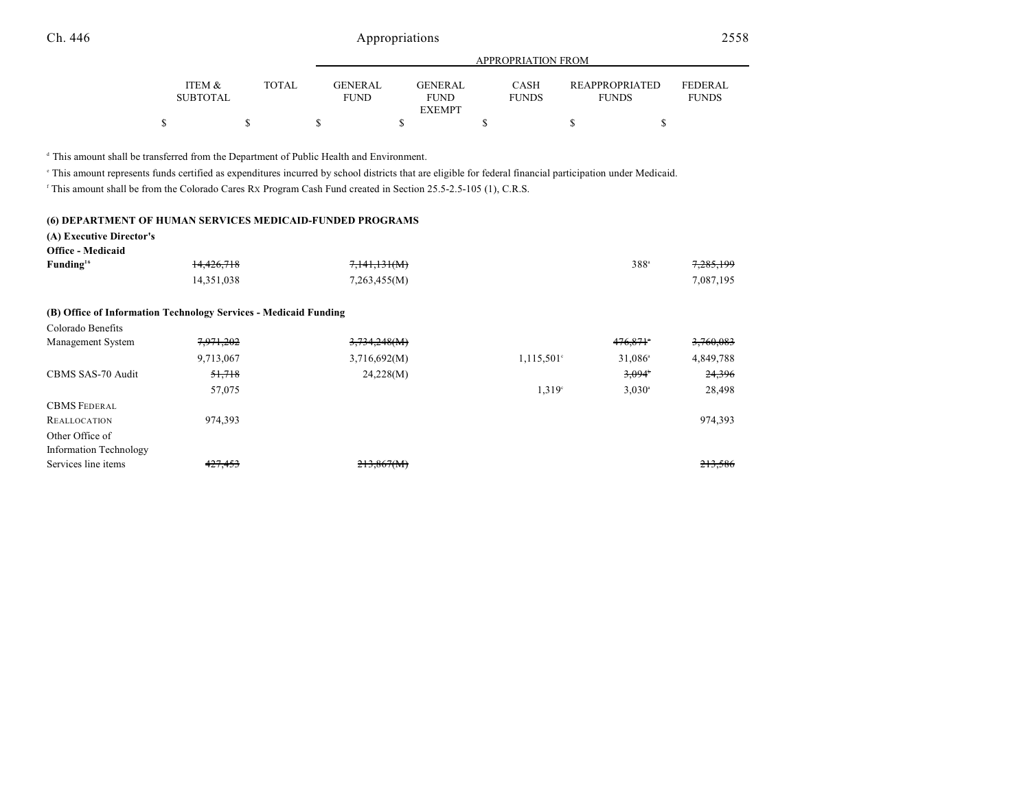| | ITEM & SUBTOTAL | TOTAL | GENERAL FUND | GENERAL FUND EXEMPT | CASH FUNDS | REAPPROPRIATED FUNDS | FEDERAL FUNDS |
|---|---|---|---|---|---|---|---|
| | $ | $ | $ | $ | $ | $ | $ |

[d] This amount shall be transferred from the Department of Public Health and Environment.

[e] This amount represents funds certified as expenditures incurred by school districts that are eligible for federal financial participation under Medicaid.

[f] This amount shall be from the Colorado Cares Rx Program Cash Fund created in Section 25.5-2.5-105 (1), C.R.S.

**(6) DEPARTMENT OF HUMAN SERVICES MEDICAID-FUNDED PROGRAMS**

| | ITEM & SUBTOTAL | TOTAL | GENERAL FUND | GENERAL FUND EXEMPT | CASH FUNDS | REAPPROPRIATED FUNDS | FEDERAL FUNDS |
|---|---|---|---|---|---|---|---|
| **(A) Executive Director's Office - Medicaid Funding**[16] | ~~14,426,718~~ | | ~~7,141,131(M)~~ | | | 388[a] | ~~7,285,199~~ |
| | 14,351,038 | | 7,263,455(M) | | | | 7,087,195 |
| **(B) Office of Information Technology Services - Medicaid Funding** | | | | | | | |
| Colorado Benefits Management System | ~~7,971,202~~ | | ~~3,734,248(M)~~ | | | ~~476,871[a]~~ | ~~3,760,083~~ |
| | 9,713,067 | | 3,716,692(M) | | 1,115,501[c] | 31,086[a] | 4,849,788 |
| CBMS SAS-70 Audit | ~~51,718~~ | | 24,228(M) | | | ~~3,094[a]~~ | ~~24,396~~ |
| | 57,075 | | | | 1,319[c] | 3,030[a] | 28,498 |
| CBMS FEDERAL REALLOCATION | 974,393 | | | | | | 974,393 |
| Other Office of Information Technology Services line items | ~~427,453~~ | | ~~213,867(M)~~ | | | | ~~213,586~~ |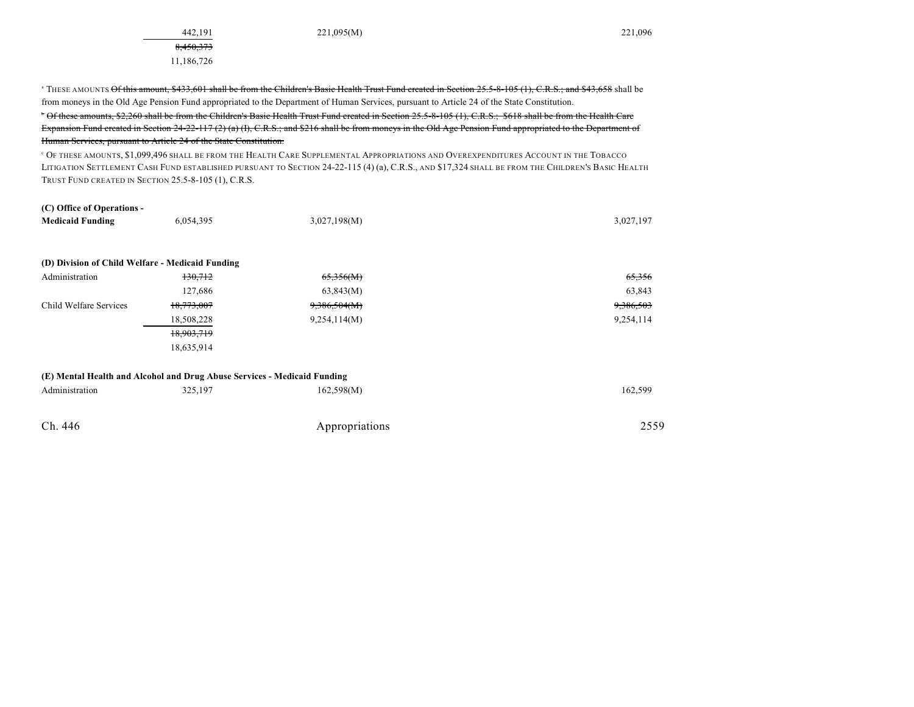| | | | |
|---|---|---|---|
| | 442,191 | 221,095(M) | 221,096 |
| | ~~8,450,373~~ | | |
| | 11,186,726 | | |

[a] THESE AMOUNTS ~~Of this amount, $433,601 shall be from the Children's Basic Health Trust Fund created in Section 25.5-8-105 (1), C.R.S.; and $43,658~~ shall be from moneys in the Old Age Pension Fund appropriated to the Department of Human Services, pursuant to Article 24 of the State Constitution.

[b] ~~Of these amounts, $2,260 shall be from the Children's Basic Health Trust Fund created in Section 25.5-8-105 (1), C.R.S.; $618 shall be from the Health Care Expansion Fund created in Section 24-22-117 (2) (a) (I), C.R.S.; and $216 shall be from moneys in the Old Age Pension Fund appropriated to the Department of Human Services, pursuant to Article 24 of the State Constitution.~~

[c] OF THESE AMOUNTS, $1,099,496 SHALL BE FROM THE HEALTH CARE SUPPLEMENTAL APPROPRIATIONS AND OVEREXPENDITURES ACCOUNT IN THE TOBACCO LITIGATION SETTLEMENT CASH FUND ESTABLISHED PURSUANT TO SECTION 24-22-115 (4) (a), C.R.S., AND $17,324 SHALL BE FROM THE CHILDREN'S BASIC HEALTH TRUST FUND CREATED IN SECTION 25.5-8-105 (1), C.R.S.

| | | | |
|---|---|---|---|
| **(C) Office of Operations - Medicaid Funding** | 6,054,395 | 3,027,198(M) | 3,027,197 |
| | | | |
| **(D) Division of Child Welfare - Medicaid Funding** | | | |
| Administration | ~~130,712~~ | ~~65,356(M)~~ | ~~65,356~~ |
| | 127,686 | 63,843(M) | 63,843 |
| Child Welfare Services | ~~18,773,007~~ | ~~9,386,504(M)~~ | ~~9,386,503~~ |
| | 18,508,228 | 9,254,114(M) | 9,254,114 |
| | ~~18,903,719~~ | | |
| | 18,635,914 | | |
| | | | |
| **(E) Mental Health and Alcohol and Drug Abuse Services - Medicaid Funding** | | | |
| Administration | 325,197 | 162,598(M) | 162,599 |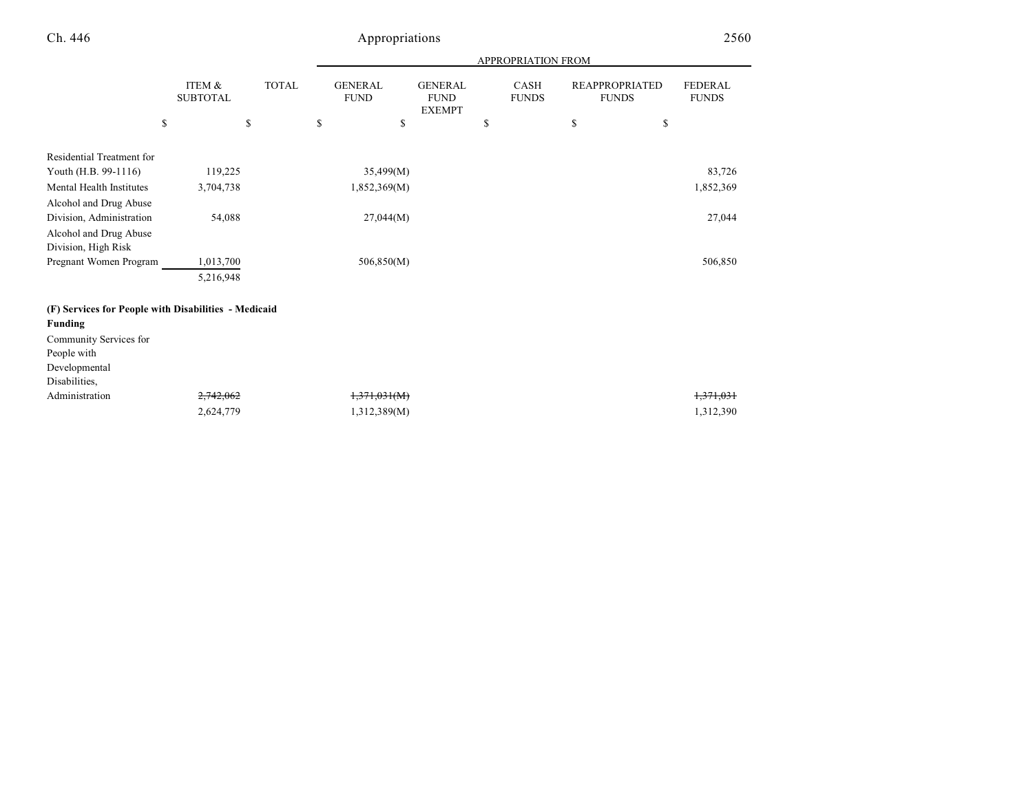| | ITEM & SUBTOTAL | TOTAL | GENERAL FUND | GENERAL FUND EXEMPT | CASH FUNDS | REAPPROPRIATED FUNDS | FEDERAL FUNDS |
|---|---|---|---|---|---|---|---|
| | | | APPROPRIATION FROM | | | | |
| | $ | $ | $ | $ | $ | $ | $ |
| Residential Treatment for Youth (H.B. 99-1116) | 119,225 | | 35,499(M) | | | | 83,726 |
| Mental Health Institutes | 3,704,738 | | 1,852,369(M) | | | | 1,852,369 |
| Alcohol and Drug Abuse Division, Administration | 54,088 | | 27,044(M) | | | | 27,044 |
| Alcohol and Drug Abuse Division, High Risk Pregnant Women Program | 1,013,700 | | 506,850(M) | | | | 506,850 |
| | 5,216,948 | | | | | | |
| **(F) Services for People with Disabilities - Medicaid Funding** | | | | | | | |
| Community Services for People with Developmental Disabilities, Administration | ~~2,742,062~~ | | ~~1,371,031(M)~~ | | | | ~~1,371,031~~ |
| | 2,624,779 | | 1,312,389(M) | | | | 1,312,390 |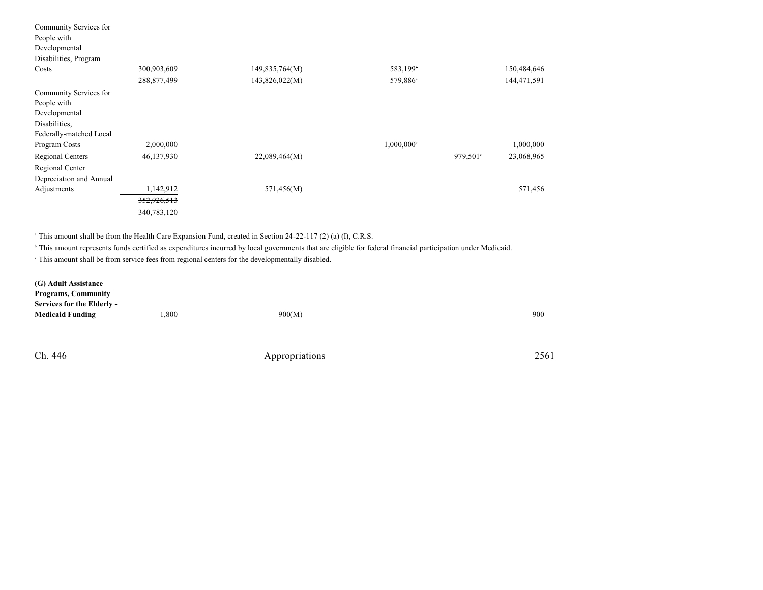| | | | | | |
|---|---|---|---|---|---|
| Community Services for People with Developmental Disabilities, Program Costs | ~~300,903,609~~ 288,877,499 | ~~149,835,764(M)~~ 143,826,022(M) | ~~583,199~~[a] 579,886[a] | | ~~150,484,646~~ 144,471,591 |
| Community Services for People with Developmental Disabilities, Federally-matched Local Program Costs | 2,000,000 | | 1,000,000[b] | | 1,000,000 |
| Regional Centers | 46,137,930 | 22,089,464(M) | | 979,501[c] | 23,068,965 |
| Regional Center Depreciation and Annual Adjustments | 1,142,912 | 571,456(M) | | | 571,456 |
| | ~~352,926,513~~ 340,783,120 | | | | |

[a] This amount shall be from the Health Care Expansion Fund, created in Section 24-22-117 (2) (a) (I), C.R.S.

[b] This amount represents funds certified as expenditures incurred by local governments that are eligible for federal financial participation under Medicaid.

[c] This amount shall be from service fees from regional centers for the developmentally disabled.

| | | | | | |
|---|---|---|---|---|---|
| **(G) Adult Assistance Programs, Community Services for the Elderly - Medicaid Funding** | 1,800 | 900(M) | | | 900 |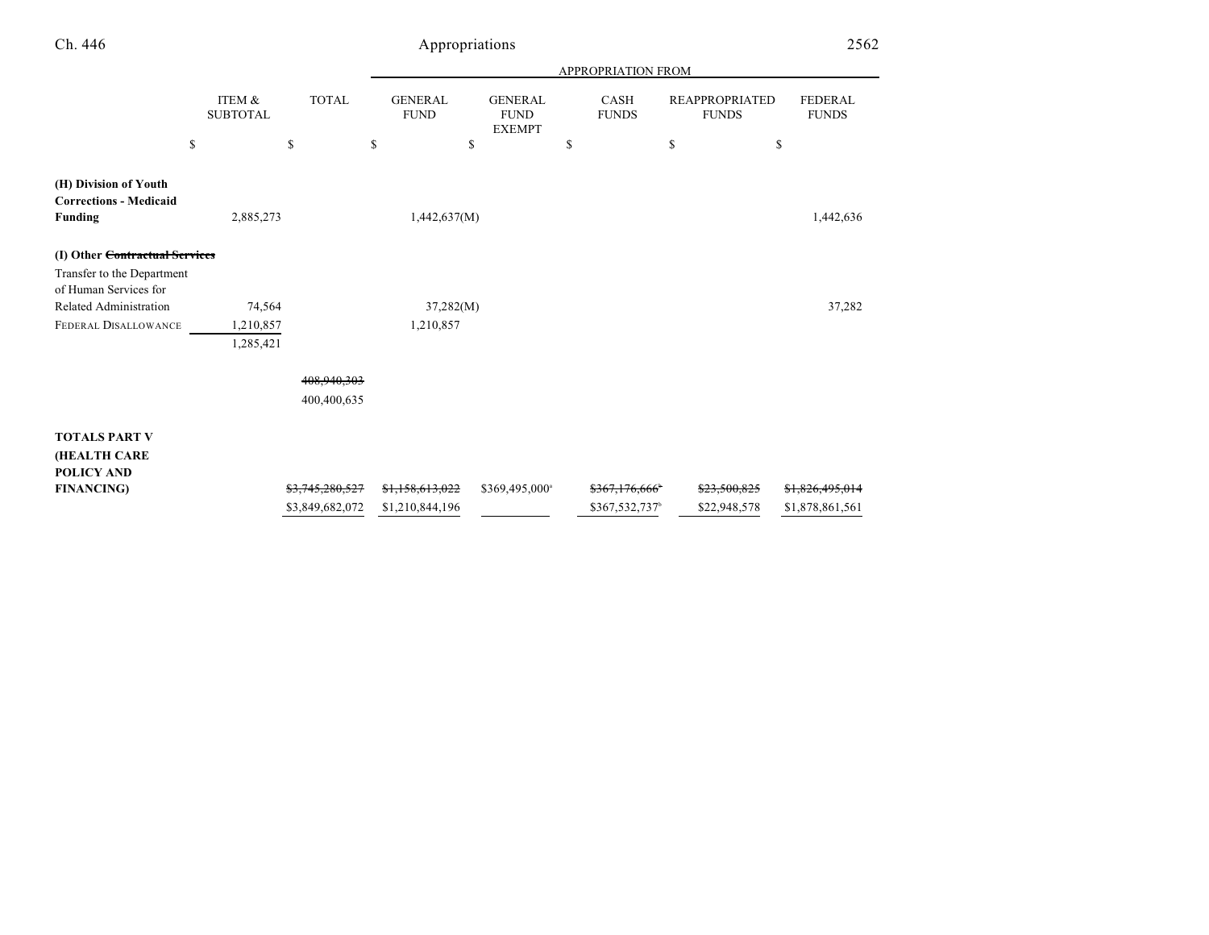| | ITEM & SUBTOTAL | TOTAL | APPROPRIATION FROM GENERAL FUND | GENERAL FUND EXEMPT | CASH FUNDS | REAPPROPRIATED FUNDS | FEDERAL FUNDS |
|---|---|---|---|---|---|---|---|
| | $ | $ | $ | $ | $ | $ | $ |
| **(H) Division of Youth Corrections - Medicaid Funding** | 2,885,273 | | 1,442,637(M) | | | | 1,442,636 |
| **(I) Other ~~Contractual Services~~** | | | | | | | |
| Transfer to the Department of Human Services for Related Administration | 74,564 | | 37,282(M) | | | | 37,282 |
| FEDERAL DISALLOWANCE | 1,210,857 | | 1,210,857 | | | | |
| | 1,285,421 | | | | | | |
| | | ~~408,940,303~~ | | | | | |
| | | 400,400,635 | | | | | |
| **TOTALS PART V (HEALTH CARE POLICY AND FINANCING)** | | ~~$3,745,280,527~~ | ~~$1,158,613,022~~ | $369,495,000[a] | ~~$367,176,666[b]~~ | ~~$23,500,825~~ | ~~$1,826,495,014~~ |
| | | $3,849,682,072 | $1,210,844,196 | | $367,532,737[b] | $22,948,578 | $1,878,861,561 |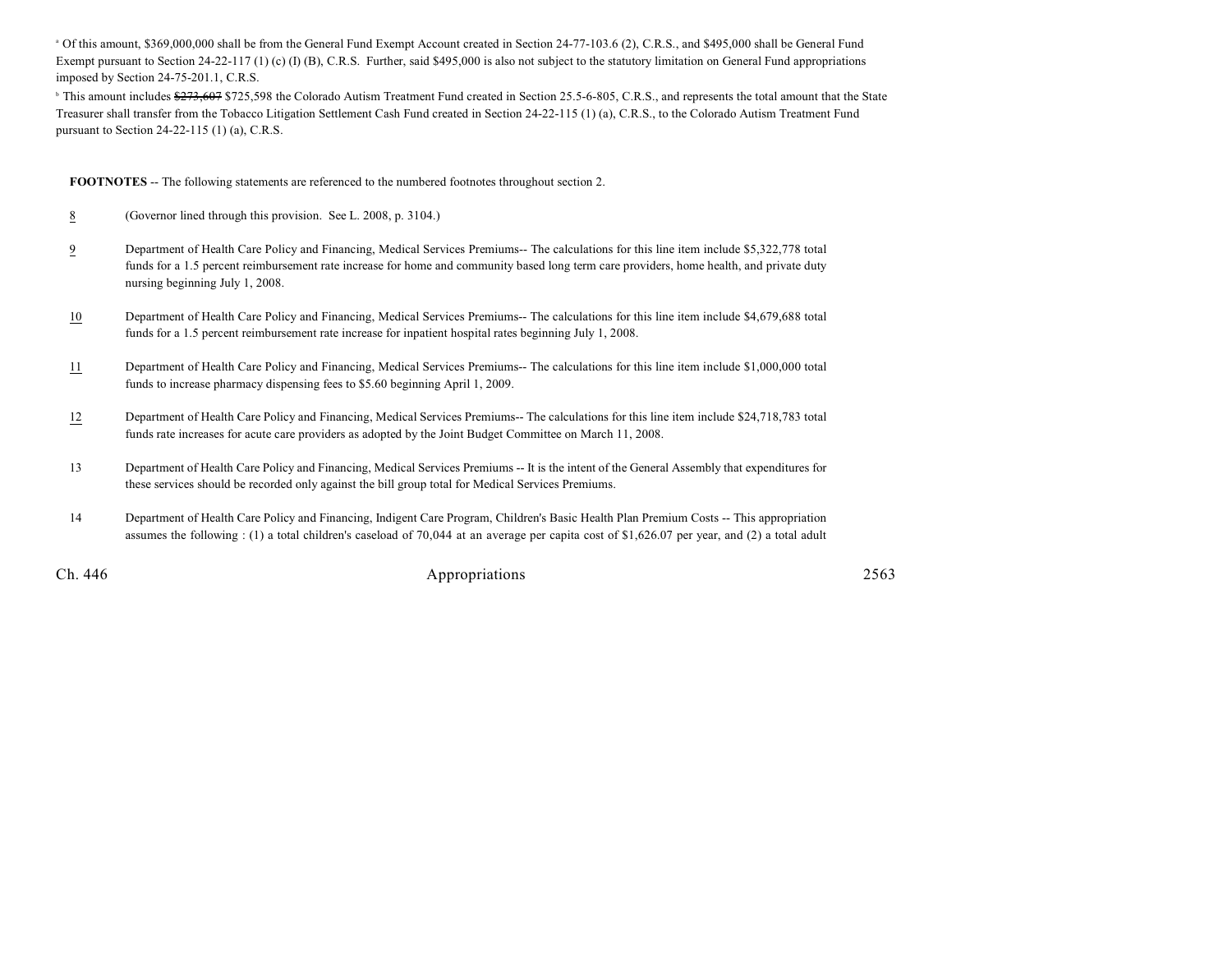[a] Of this amount, $369,000,000 shall be from the General Fund Exempt Account created in Section 24-77-103.6 (2), C.R.S., and $495,000 shall be General Fund Exempt pursuant to Section 24-22-117 (1) (c) (I) (B), C.R.S. Further, said $495,000 is also not subject to the statutory limitation on General Fund appropriations imposed by Section 24-75-201.1, C.R.S.

[b] This amount includes ~~$273,607~~ $725,598 the Colorado Autism Treatment Fund created in Section 25.5-6-805, C.R.S., and represents the total amount that the State Treasurer shall transfer from the Tobacco Litigation Settlement Cash Fund created in Section 24-22-115 (1) (a), C.R.S., to the Colorado Autism Treatment Fund pursuant to Section 24-22-115 (1) (a), C.R.S.

**FOOTNOTES** -- The following statements are referenced to the numbered footnotes throughout section 2.

8 (Governor lined through this provision. See L. 2008, p. 3104.)

9 Department of Health Care Policy and Financing, Medical Services Premiums-- The calculations for this line item include $5,322,778 total funds for a 1.5 percent reimbursement rate increase for home and community based long term care providers, home health, and private duty nursing beginning July 1, 2008.

10 Department of Health Care Policy and Financing, Medical Services Premiums-- The calculations for this line item include $4,679,688 total funds for a 1.5 percent reimbursement rate increase for inpatient hospital rates beginning July 1, 2008.

11 Department of Health Care Policy and Financing, Medical Services Premiums-- The calculations for this line item include $1,000,000 total funds to increase pharmacy dispensing fees to $5.60 beginning April 1, 2009.

12 Department of Health Care Policy and Financing, Medical Services Premiums-- The calculations for this line item include $24,718,783 total funds rate increases for acute care providers as adopted by the Joint Budget Committee on March 11, 2008.

13 Department of Health Care Policy and Financing, Medical Services Premiums -- It is the intent of the General Assembly that expenditures for these services should be recorded only against the bill group total for Medical Services Premiums.

14 Department of Health Care Policy and Financing, Indigent Care Program, Children's Basic Health Plan Premium Costs -- This appropriation assumes the following : (1) a total children's caseload of 70,044 at an average per capita cost of $1,626.07 per year, and (2) a total adult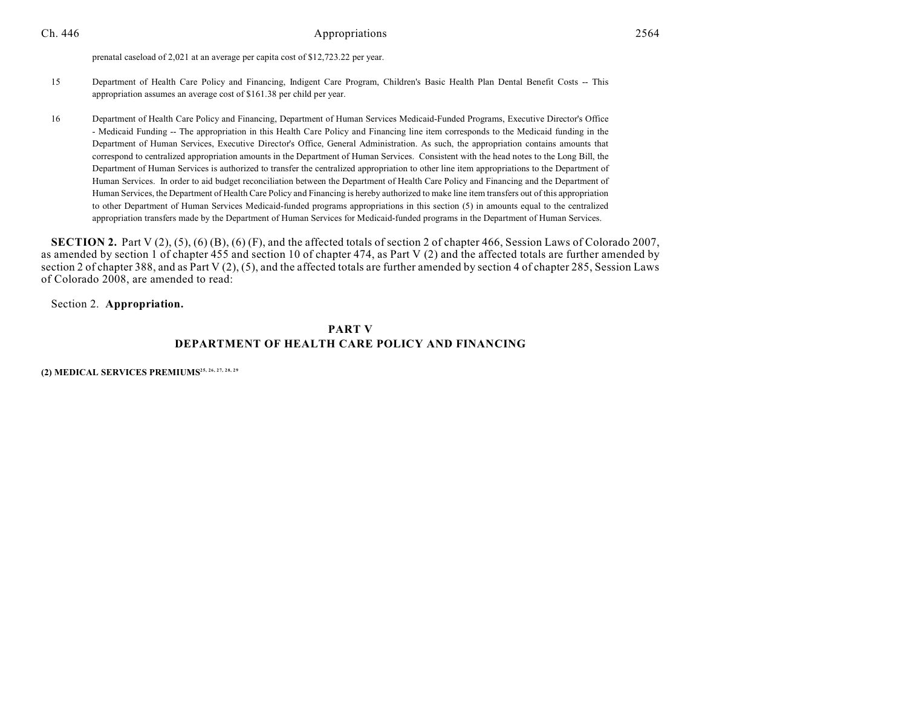prenatal caseload of 2,021 at an average per capita cost of $12,723.22 per year.

15 Department of Health Care Policy and Financing, Indigent Care Program, Children's Basic Health Plan Dental Benefit Costs -- This appropriation assumes an average cost of $161.38 per child per year.

16 Department of Health Care Policy and Financing, Department of Human Services Medicaid-Funded Programs, Executive Director's Office - Medicaid Funding -- The appropriation in this Health Care Policy and Financing line item corresponds to the Medicaid funding in the Department of Human Services, Executive Director's Office, General Administration. As such, the appropriation contains amounts that correspond to centralized appropriation amounts in the Department of Human Services. Consistent with the head notes to the Long Bill, the Department of Human Services is authorized to transfer the centralized appropriation to other line item appropriations to the Department of Human Services. In order to aid budget reconciliation between the Department of Health Care Policy and Financing and the Department of Human Services, the Department of Health Care Policy and Financing is hereby authorized to make line item transfers out of this appropriation to other Department of Human Services Medicaid-funded programs appropriations in this section (5) in amounts equal to the centralized appropriation transfers made by the Department of Human Services for Medicaid-funded programs in the Department of Human Services.

**SECTION 2.** Part V (2), (5), (6) (B), (6) (F), and the affected totals of section 2 of chapter 466, Session Laws of Colorado 2007, as amended by section 1 of chapter 455 and section 10 of chapter 474, as Part V (2) and the affected totals are further amended by section 2 of chapter 388, and as Part V (2), (5), and the affected totals are further amended by section 4 of chapter 285, Session Laws of Colorado 2008, are amended to read:

Section 2. **Appropriation.**

## PART V
## DEPARTMENT OF HEALTH CARE POLICY AND FINANCING

**(2) MEDICAL SERVICES PREMIUMS**[25, 26, 27, 28, 29]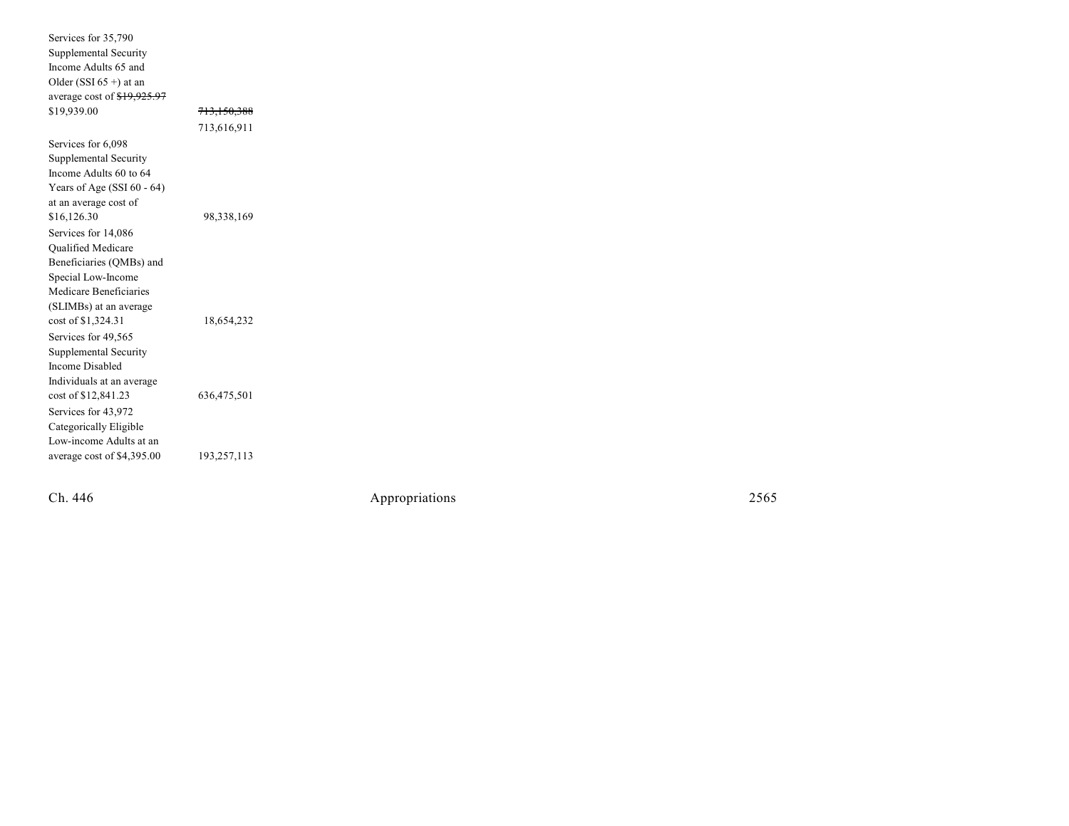| | |
|---|---|
| Services for 35,790 Supplemental Security Income Adults 65 and Older (SSI 65 +) at an average cost of ~~$19,925.97~~ $19,939.00 | ~~713,150,388~~ 713,616,911 |
| Services for 6,098 Supplemental Security Income Adults 60 to 64 Years of Age (SSI 60 - 64) at an average cost of $16,126.30 | 98,338,169 |
| Services for 14,086 Qualified Medicare Beneficiaries (QMBs) and Special Low-Income Medicare Beneficiaries (SLIMBs) at an average cost of $1,324.31 | 18,654,232 |
| Services for 49,565 Supplemental Security Income Disabled Individuals at an average cost of $12,841.23 | 636,475,501 |
| Services for 43,972 Categorically Eligible Low-income Adults at an average cost of $4,395.00 | 193,257,113 |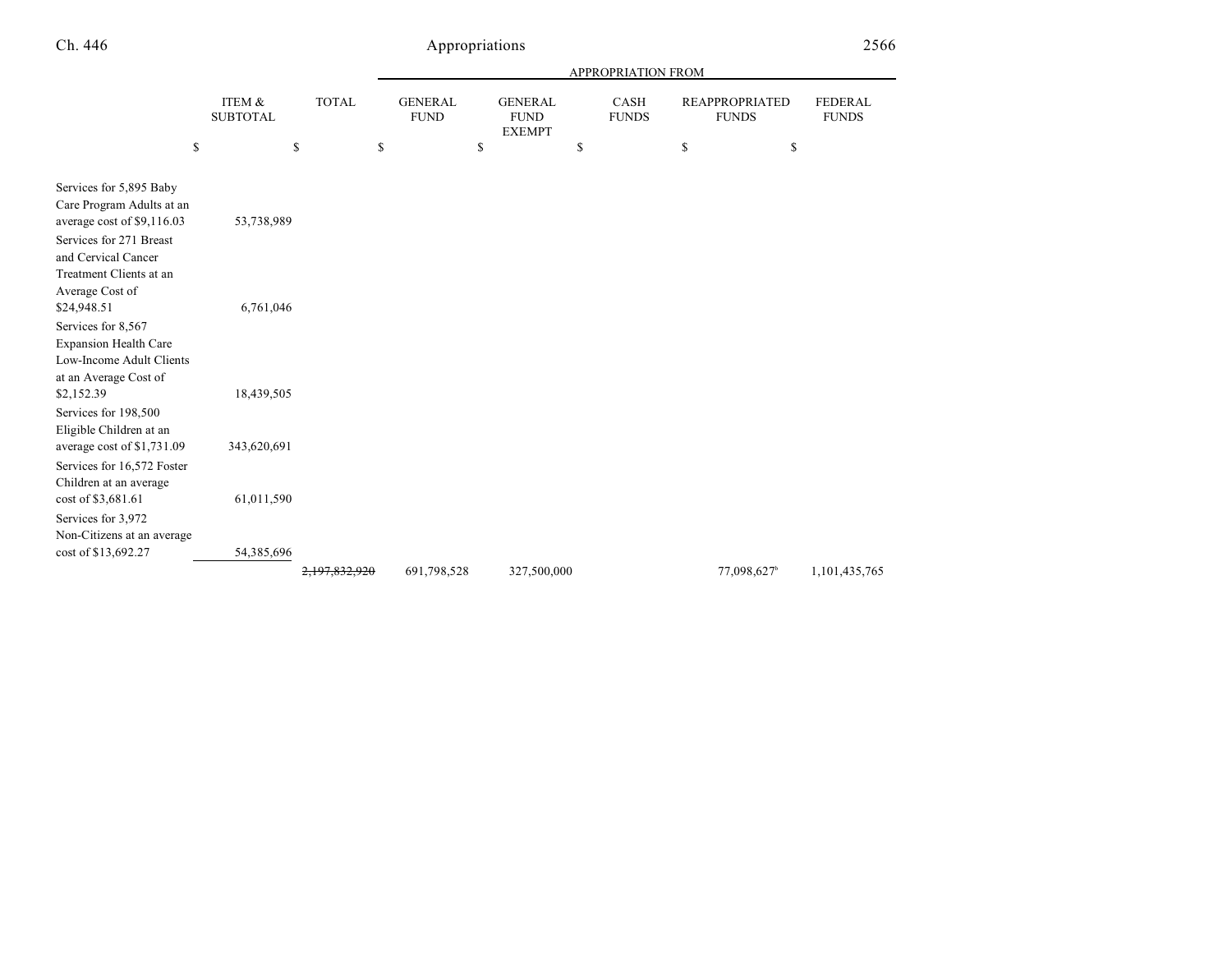| | ITEM & SUBTOTAL | TOTAL | APPROPRIATION FROM | | | | |
|---|---|---|---|---|---|---|---|
| | | | GENERAL FUND | GENERAL FUND EXEMPT | CASH FUNDS | REAPPROPRIATED FUNDS | FEDERAL FUNDS |
| | $ | $ | $ | $ | $ | $ | $ |
| Services for 5,895 Baby Care Program Adults at an average cost of $9,116.03 | 53,738,989 | | | | | | |
| Services for 271 Breast and Cervical Cancer Treatment Clients at an Average Cost of $24,948.51 | 6,761,046 | | | | | | |
| Services for 8,567 Expansion Health Care Low-Income Adult Clients at an Average Cost of $2,152.39 | 18,439,505 | | | | | | |
| Services for 198,500 Eligible Children at an average cost of $1,731.09 | 343,620,691 | | | | | | |
| Services for 16,572 Foster Children at an average cost of $3,681.61 | 61,011,590 | | | | | | |
| Services for 3,972 Non-Citizens at an average cost of $13,692.27 | 54,385,696 | | | | | | |
| | | ~~2,197,832,920~~ | 691,798,528 | 327,500,000 | | 77,098,627[b] | 1,101,435,765 |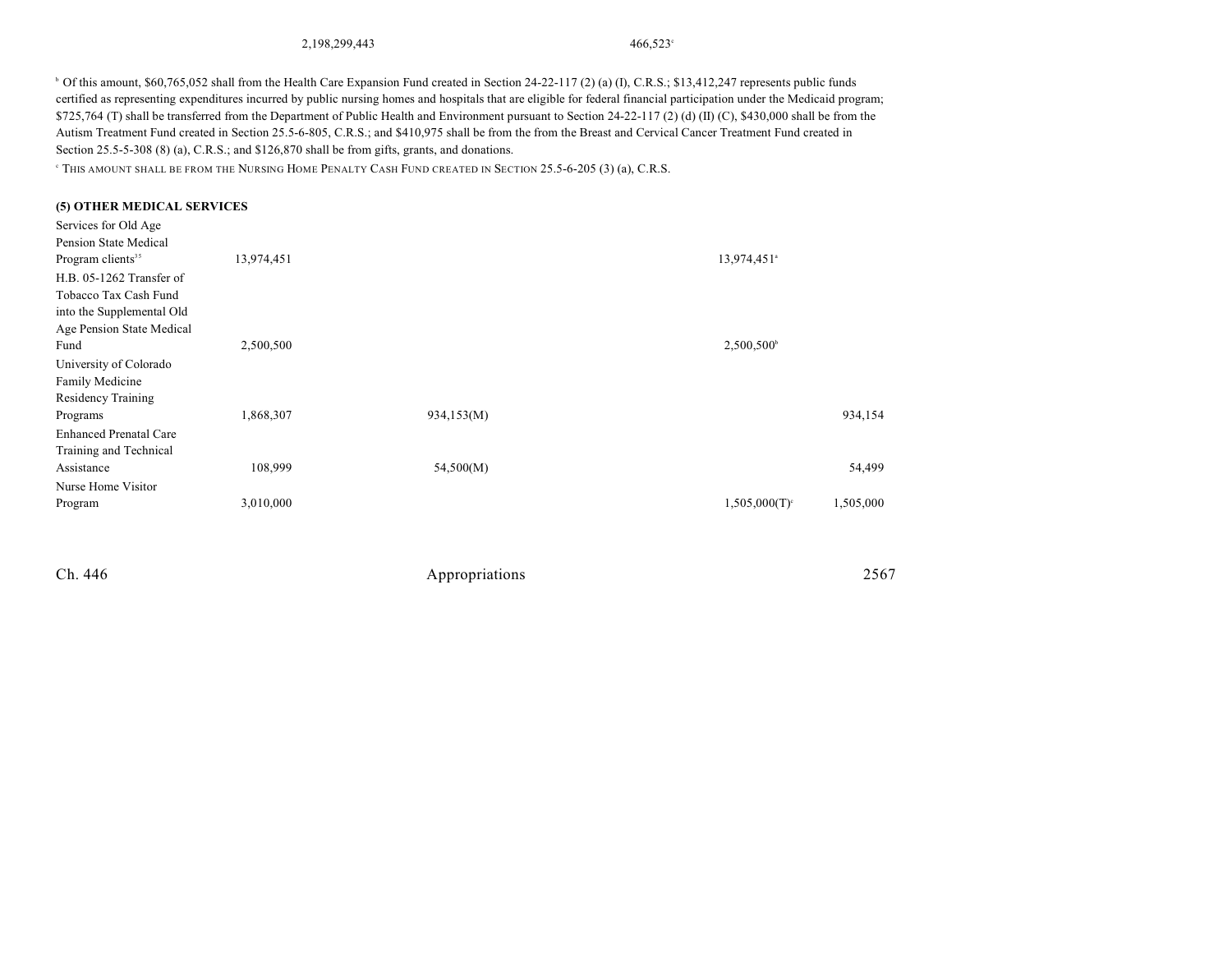| | | | | |
|---|---|---|---|---|
| 2,198,299,443 | | 466,523[c] | | |

[b] Of this amount, $60,765,052 shall from the Health Care Expansion Fund created in Section 24-22-117 (2) (a) (I), C.R.S.; $13,412,247 represents public funds certified as representing expenditures incurred by public nursing homes and hospitals that are eligible for federal financial participation under the Medicaid program; $725,764 (T) shall be transferred from the Department of Public Health and Environment pursuant to Section 24-22-117 (2) (d) (II) (C), $430,000 shall be from the Autism Treatment Fund created in Section 25.5-6-805, C.R.S.; and $410,975 shall be from the from the Breast and Cervical Cancer Treatment Fund created in Section 25.5-5-308 (8) (a), C.R.S.; and $126,870 shall be from gifts, grants, and donations.

[c] THIS AMOUNT SHALL BE FROM THE NURSING HOME PENALTY CASH FUND CREATED IN SECTION 25.5-6-205 (3) (a), C.R.S.

**(5) OTHER MEDICAL SERVICES**

| | | | | | |
|---|---|---|---|---|---|
| Services for Old Age Pension State Medical Program clients[35] | 13,974,451 | | | 13,974,451[a] | |
| H.B. 05-1262 Transfer of Tobacco Tax Cash Fund into the Supplemental Old Age Pension State Medical Fund | 2,500,500 | | | 2,500,500[b] | |
| University of Colorado Family Medicine Residency Training Programs | 1,868,307 | 934,153(M) | | | 934,154 |
| Enhanced Prenatal Care Training and Technical Assistance | 108,999 | 54,500(M) | | | 54,499 |
| Nurse Home Visitor Program | 3,010,000 | | | 1,505,000(T)[c] | 1,505,000 |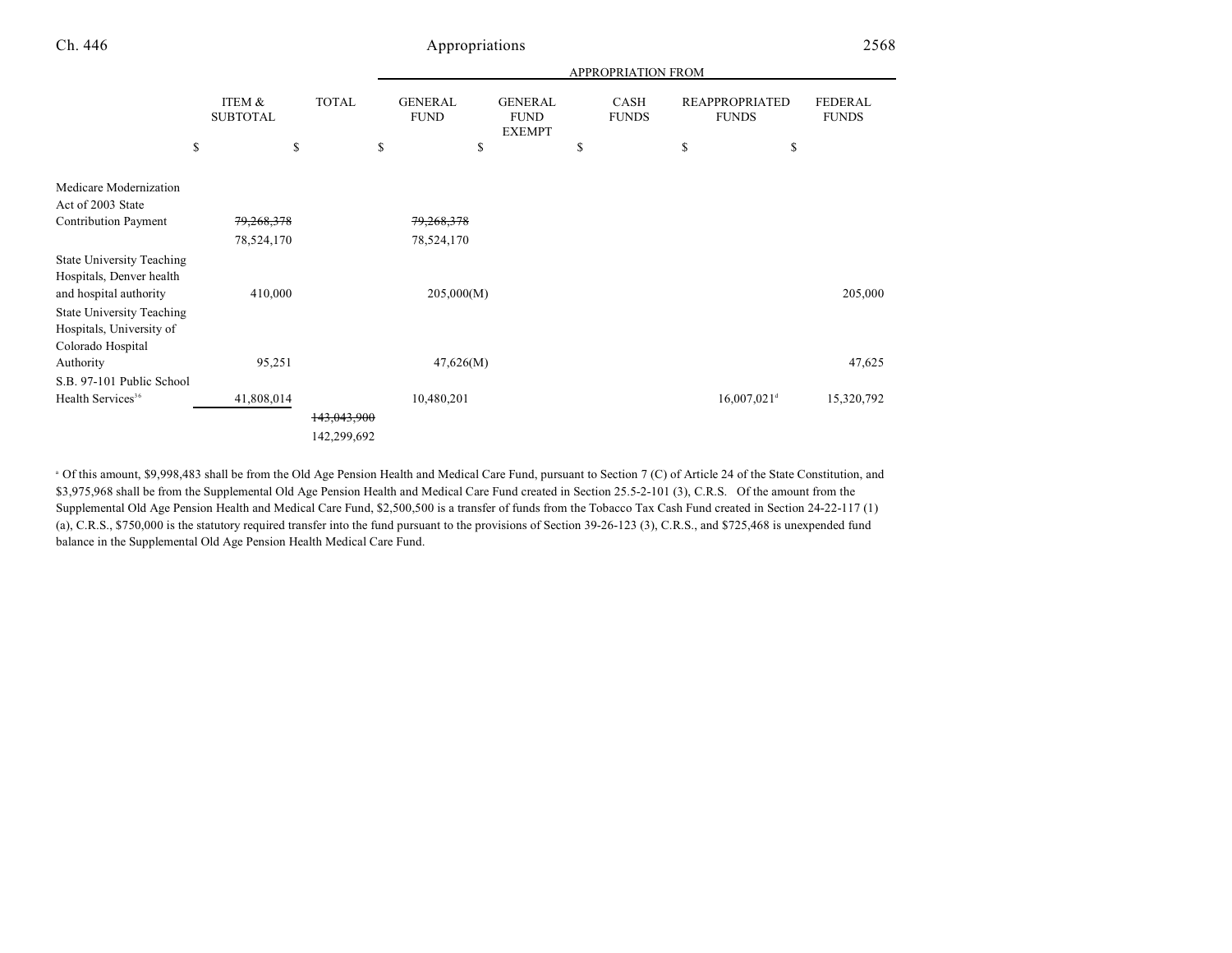| | ITEM & SUBTOTAL | TOTAL | GENERAL FUND | GENERAL FUND EXEMPT | CASH FUNDS | REAPPROPRIATED FUNDS | FEDERAL FUNDS |
|---|---|---|---|---|---|---|---|
| | | | APPROPRIATION FROM | | | | |
| | $ | $ | $ | $ | $ | $ | $ |
| Medicare Modernization Act of 2003 State Contribution Payment | ~~79,268,378~~ 78,524,170 | | ~~79,268,378~~ 78,524,170 | | | | |
| State University Teaching Hospitals, Denver health and hospital authority | 410,000 | | 205,000(M) | | | | 205,000 |
| State University Teaching Hospitals, University of Colorado Hospital Authority | 95,251 | | 47,626(M) | | | | 47,625 |
| S.B. 97-101 Public School Health Services[36] | 41,808,014 | | 10,480,201 | | | 16,007,021[d] | 15,320,792 |
| | | ~~143,043,900~~ 142,299,692 | | | | | |

[a] Of this amount, $9,998,483 shall be from the Old Age Pension Health and Medical Care Fund, pursuant to Section 7 (C) of Article 24 of the State Constitution, and $3,975,968 shall be from the Supplemental Old Age Pension Health and Medical Care Fund created in Section 25.5-2-101 (3), C.R.S. Of the amount from the Supplemental Old Age Pension Health and Medical Care Fund, $2,500,500 is a transfer of funds from the Tobacco Tax Cash Fund created in Section 24-22-117 (1) (a), C.R.S., $750,000 is the statutory required transfer into the fund pursuant to the provisions of Section 39-26-123 (3), C.R.S., and $725,468 is unexpended fund balance in the Supplemental Old Age Pension Health Medical Care Fund.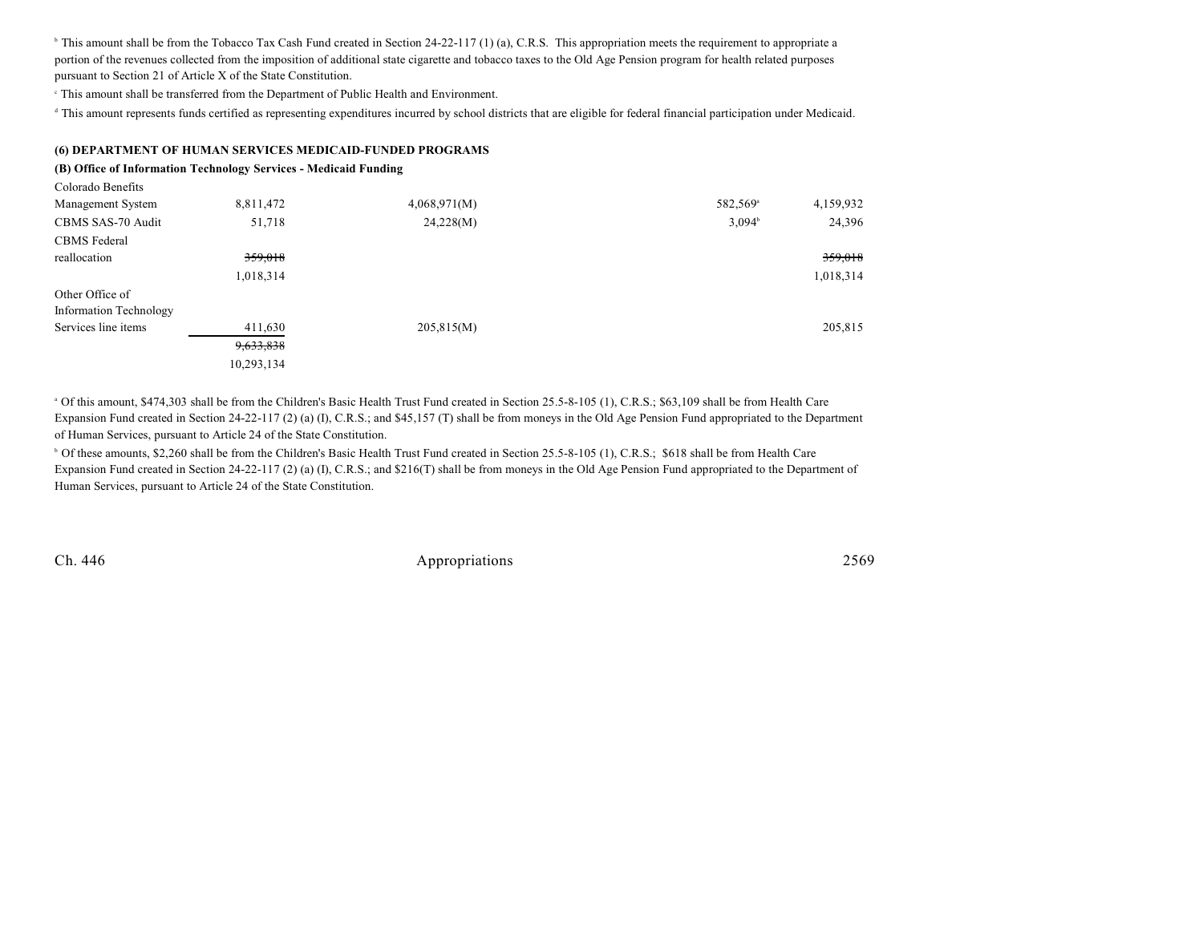[b] This amount shall be from the Tobacco Tax Cash Fund created in Section 24-22-117 (1) (a), C.R.S. This appropriation meets the requirement to appropriate a portion of the revenues collected from the imposition of additional state cigarette and tobacco taxes to the Old Age Pension program for health related purposes pursuant to Section 21 of Article X of the State Constitution.

[c] This amount shall be transferred from the Department of Public Health and Environment.

[d] This amount represents funds certified as representing expenditures incurred by school districts that are eligible for federal financial participation under Medicaid.

**(6) DEPARTMENT OF HUMAN SERVICES MEDICAID-FUNDED PROGRAMS**

**(B) Office of Information Technology Services - Medicaid Funding**

| | | | | | |
|---|---|---|---|---|---|
| Colorado Benefits Management System | 8,811,472 | 4,068,971(M) | | 582,569[a] | 4,159,932 |
| CBMS SAS-70 Audit | 51,718 | 24,228(M) | | 3,094[b] | 24,396 |
| CBMS Federal reallocation | ~~359,018~~ 1,018,314 | | | | ~~359,018~~ 1,018,314 |
| Other Office of Information Technology Services line items | 411,630 | 205,815(M) | | | 205,815 |
| | ~~9,633,838~~ 10,293,134 | | | | |

[a] Of this amount, $474,303 shall be from the Children's Basic Health Trust Fund created in Section 25.5-8-105 (1), C.R.S.; $63,109 shall be from Health Care Expansion Fund created in Section 24-22-117 (2) (a) (I), C.R.S.; and $45,157 (T) shall be from moneys in the Old Age Pension Fund appropriated to the Department of Human Services, pursuant to Article 24 of the State Constitution.

[b] Of these amounts, $2,260 shall be from the Children's Basic Health Trust Fund created in Section 25.5-8-105 (1), C.R.S.; $618 shall be from Health Care Expansion Fund created in Section 24-22-117 (2) (a) (I), C.R.S.; and $216(T) shall be from moneys in the Old Age Pension Fund appropriated to the Department of Human Services, pursuant to Article 24 of the State Constitution.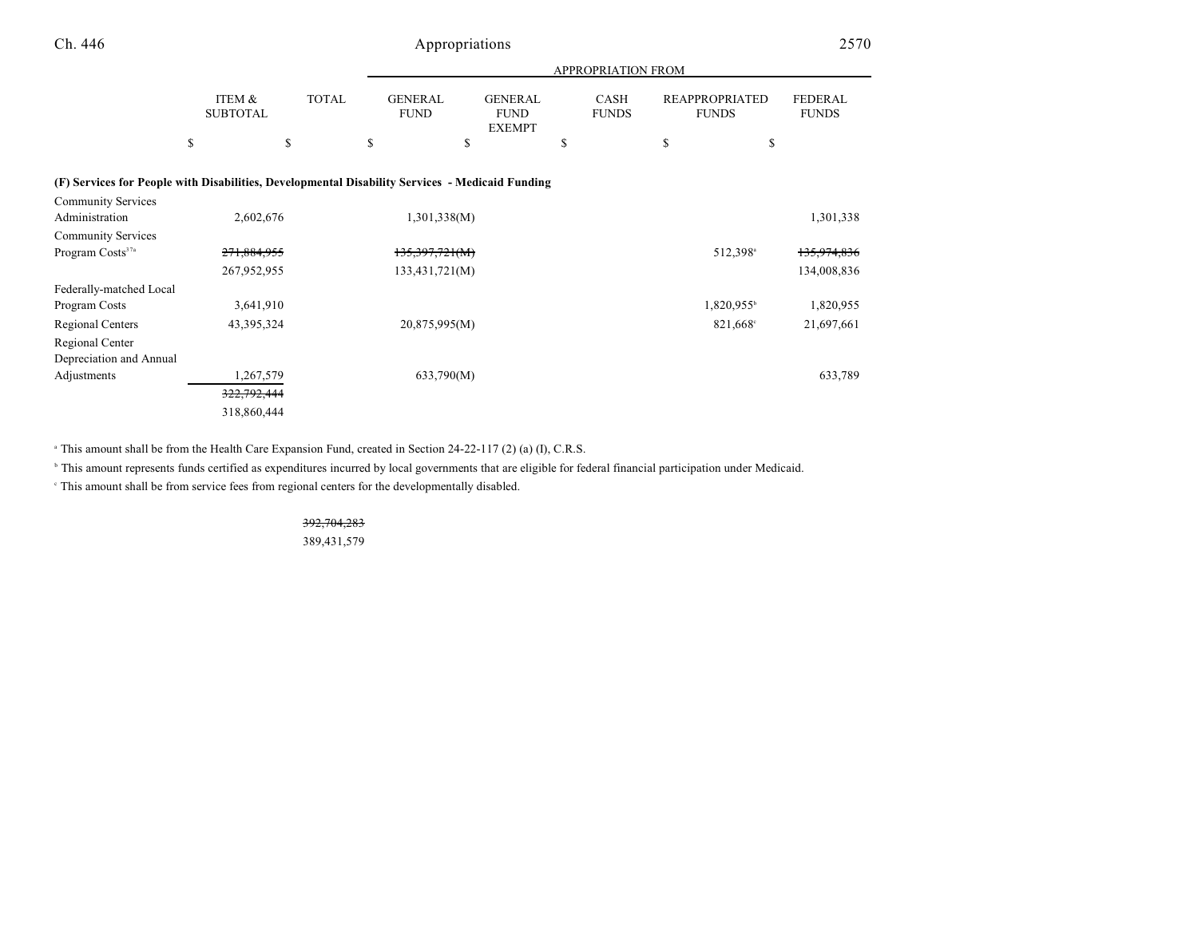| | ITEM & SUBTOTAL | TOTAL | GENERAL FUND | GENERAL FUND EXEMPT | CASH FUNDS | REAPPROPRIATED FUNDS | FEDERAL FUNDS |
|---|---|---|---|---|---|---|---|
| | | | APPROPRIATION FROM | | | | |
| | $ | $ | $ | $ | $ | $ | $ |
| **(F) Services for People with Disabilities, Developmental Disability Services - Medicaid Funding** | | | | | | | |
| Community Services Administration | 2,602,676 | | 1,301,338(M) | | | | 1,301,338 |
| Community Services Program Costs[37a] | ~~271,884,955~~ | | ~~135,397,721(M)~~ | | | 512,398[a] | ~~135,974,836~~ |
| | 267,952,955 | | 133,431,721(M) | | | | 134,008,836 |
| Federally-matched Local Program Costs | 3,641,910 | | | | | 1,820,955[b] | 1,820,955 |
| Regional Centers | 43,395,324 | | 20,875,995(M) | | | 821,668[c] | 21,697,661 |
| Regional Center Depreciation and Annual Adjustments | 1,267,579 | | 633,790(M) | | | | 633,789 |
| | ~~322,792,444~~ | | | | | | |
| | 318,860,444 | | | | | | |

[a] This amount shall be from the Health Care Expansion Fund, created in Section 24-22-117 (2) (a) (I), C.R.S.

[b] This amount represents funds certified as expenditures incurred by local governments that are eligible for federal financial participation under Medicaid.

[c] This amount shall be from service fees from regional centers for the developmentally disabled.

| | ITEM & SUBTOTAL | TOTAL |
|---|---|---|
| | | ~~392,704,283~~ |
| | | 389,431,579 |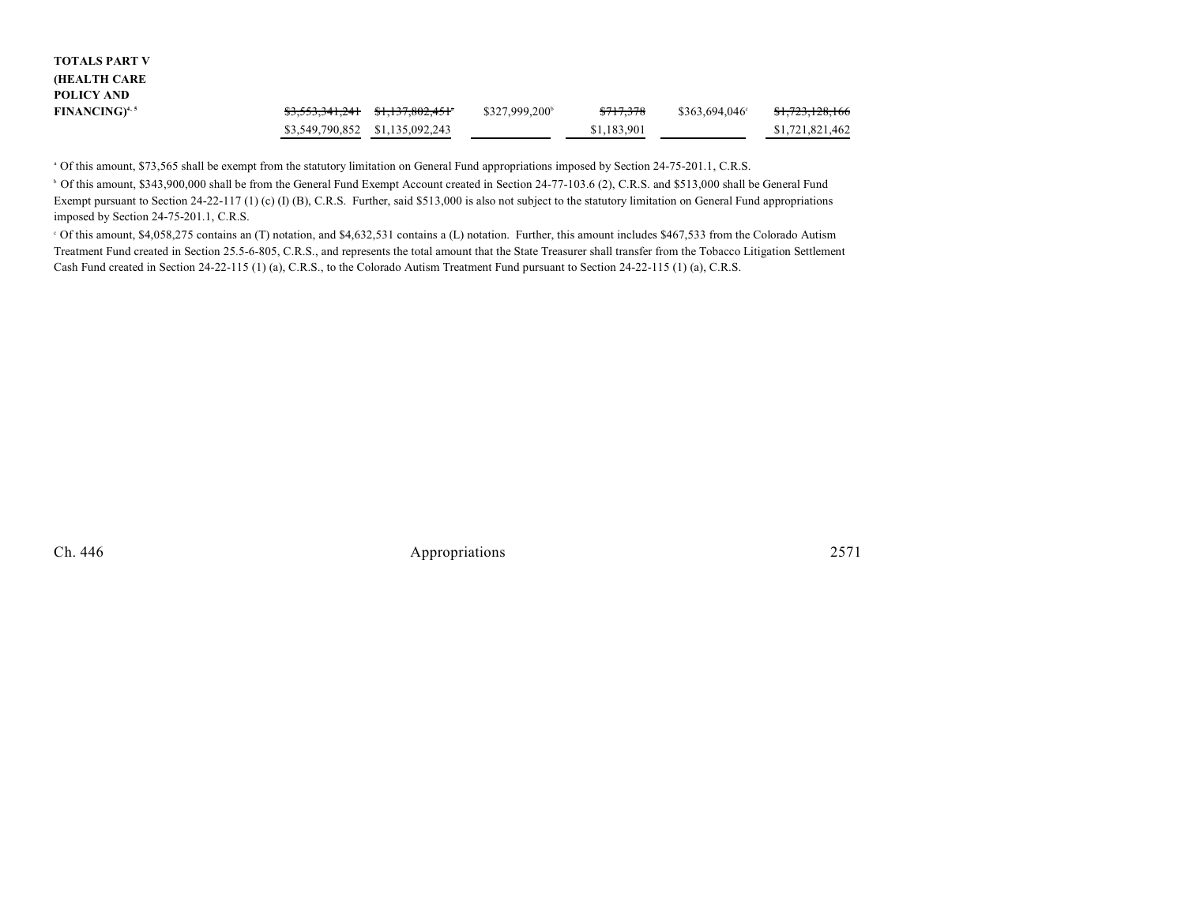| | | | | | |
|---|---|---|---|---|---|
| **TOTALS PART V (HEALTH CARE POLICY AND FINANCING)**[4, 5] | ~~$3,553,341,241~~ $3,549,790,852 | ~~$1,137,802,451~~[a] $1,135,092,243 | $327,999,200[b] | ~~$717,378~~ $1,183,901 | $363,694,046[c] | ~~$1,723,128,166~~ $1,721,821,462 |

[a] Of this amount, $73,565 shall be exempt from the statutory limitation on General Fund appropriations imposed by Section 24-75-201.1, C.R.S.

[b] Of this amount, $343,900,000 shall be from the General Fund Exempt Account created in Section 24-77-103.6 (2), C.R.S. and $513,000 shall be General Fund Exempt pursuant to Section 24-22-117 (1) (c) (I) (B), C.R.S. Further, said $513,000 is also not subject to the statutory limitation on General Fund appropriations imposed by Section 24-75-201.1, C.R.S.

[c] Of this amount, $4,058,275 contains an (T) notation, and $4,632,531 contains a (L) notation. Further, this amount includes $467,533 from the Colorado Autism Treatment Fund created in Section 25.5-6-805, C.R.S., and represents the total amount that the State Treasurer shall transfer from the Tobacco Litigation Settlement Cash Fund created in Section 24-22-115 (1) (a), C.R.S., to the Colorado Autism Treatment Fund pursuant to Section 24-22-115 (1) (a), C.R.S.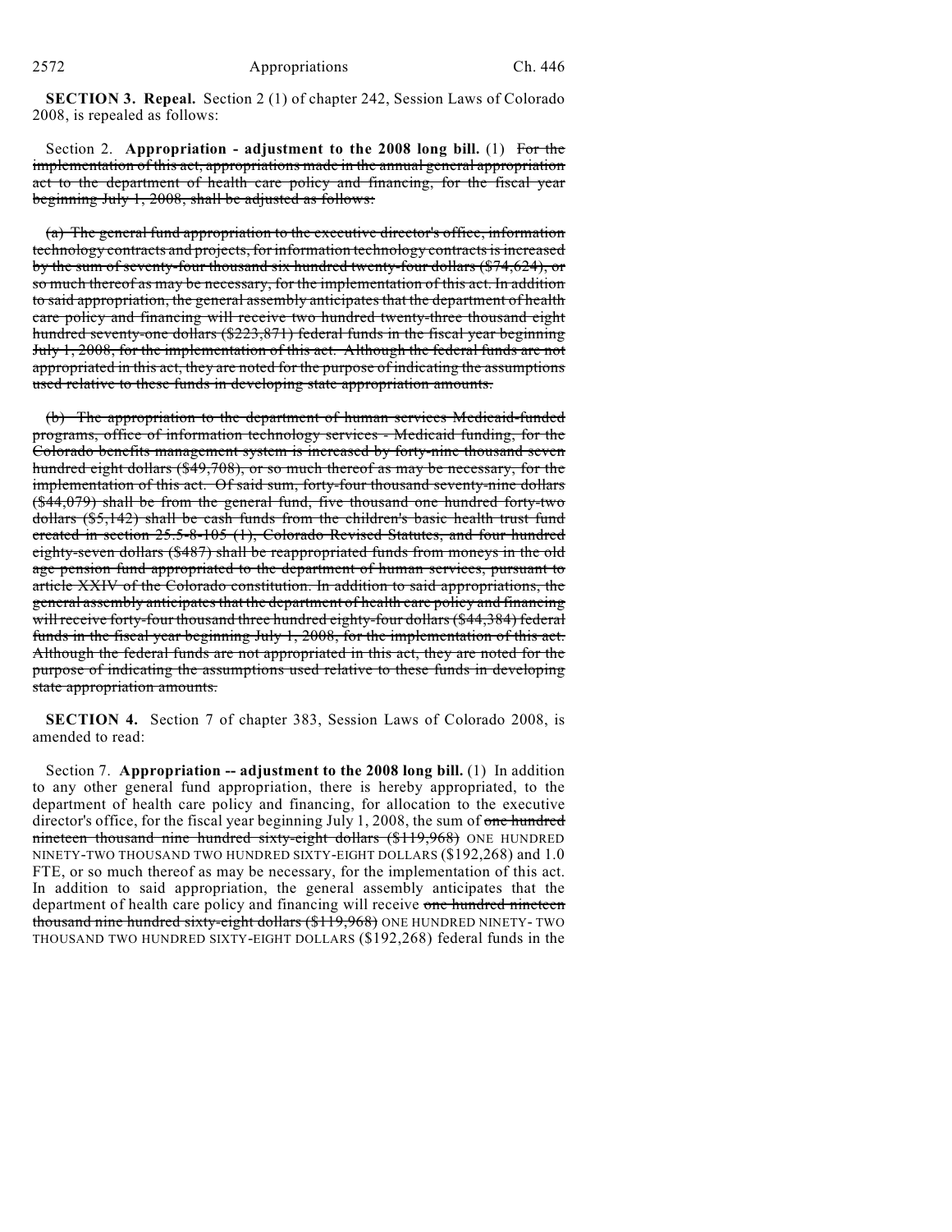**SECTION 3. Repeal.** Section 2 (1) of chapter 242, Session Laws of Colorado 2008, is repealed as follows:

Section 2. **Appropriation - adjustment to the 2008 long bill.** (1) ~~For the implementation of this act, appropriations made in the annual general appropriation act to the department of health care policy and financing, for the fiscal year beginning July 1, 2008, shall be adjusted as follows:~~

~~(a) The general fund appropriation to the executive director's office, information technology contracts and projects, for information technology contracts is increased by the sum of seventy-four thousand six hundred twenty-four dollars ($74,624), or so much thereof as may be necessary, for the implementation of this act. In addition to said appropriation, the general assembly anticipates that the department of health care policy and financing will receive two hundred twenty-three thousand eight hundred seventy-one dollars ($223,871) federal funds in the fiscal year beginning July 1, 2008, for the implementation of this act. Although the federal funds are not appropriated in this act, they are noted for the purpose of indicating the assumptions used relative to these funds in developing state appropriation amounts.~~

~~(b) The appropriation to the department of human services Medicaid-funded programs, office of information technology services - Medicaid funding, for the Colorado benefits management system is increased by forty-nine thousand seven hundred eight dollars ($49,708), or so much thereof as may be necessary, for the implementation of this act. Of said sum, forty-four thousand seventy-nine dollars ($44,079) shall be from the general fund, five thousand one hundred forty-two dollars ($5,142) shall be cash funds from the children's basic health trust fund created in section 25.5-8-105 (1), Colorado Revised Statutes, and four hundred eighty-seven dollars ($487) shall be reappropriated funds from moneys in the old age pension fund appropriated to the department of human services, pursuant to article XXIV of the Colorado constitution. In addition to said appropriations, the general assembly anticipates that the department of health care policy and financing will receive forty-four thousand three hundred eighty-four dollars ($44,384) federal funds in the fiscal year beginning July 1, 2008, for the implementation of this act. Although the federal funds are not appropriated in this act, they are noted for the purpose of indicating the assumptions used relative to these funds in developing state appropriation amounts.~~

**SECTION 4.** Section 7 of chapter 383, Session Laws of Colorado 2008, is amended to read:

Section 7. **Appropriation -- adjustment to the 2008 long bill.** (1) In addition to any other general fund appropriation, there is hereby appropriated, to the department of health care policy and financing, for allocation to the executive director's office, for the fiscal year beginning July 1, 2008, the sum of ~~one hundred nineteen thousand nine hundred sixty-eight dollars ($119,968)~~ ONE HUNDRED NINETY-TWO THOUSAND TWO HUNDRED SIXTY-EIGHT DOLLARS ($192,268) and 1.0 FTE, or so much thereof as may be necessary, for the implementation of this act. In addition to said appropriation, the general assembly anticipates that the department of health care policy and financing will receive ~~one hundred nineteen thousand nine hundred sixty-eight dollars ($119,968)~~ ONE HUNDRED NINETY- TWO THOUSAND TWO HUNDRED SIXTY-EIGHT DOLLARS ($192,268) federal funds in the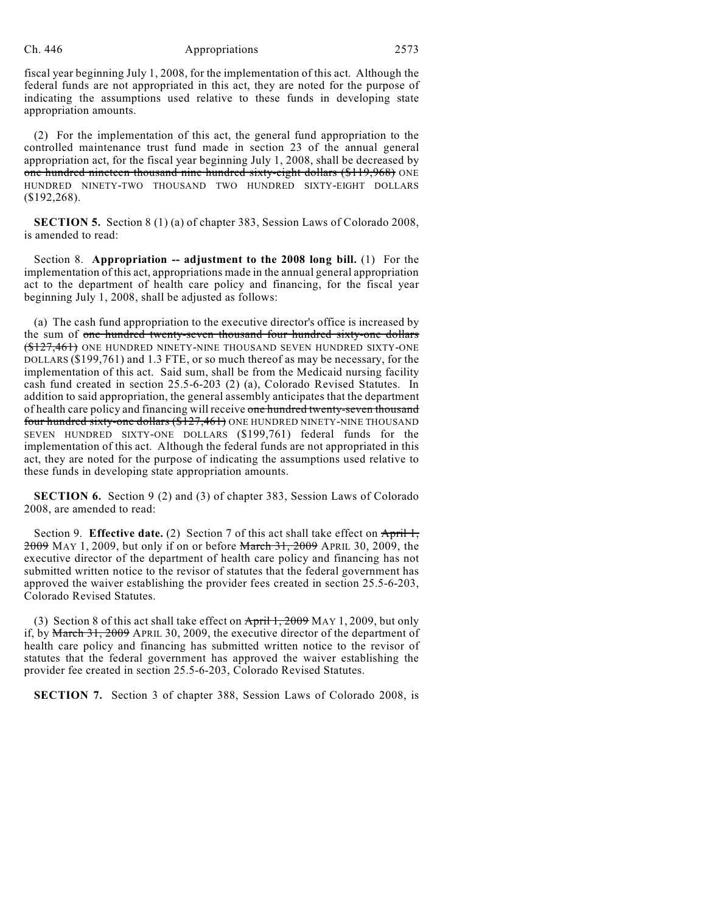fiscal year beginning July 1, 2008, for the implementation of this act. Although the federal funds are not appropriated in this act, they are noted for the purpose of indicating the assumptions used relative to these funds in developing state appropriation amounts.

(2) For the implementation of this act, the general fund appropriation to the controlled maintenance trust fund made in section 23 of the annual general appropriation act, for the fiscal year beginning July 1, 2008, shall be decreased by ~~one hundred nineteen thousand nine hundred sixty-eight dollars ($119,968)~~ ONE HUNDRED NINETY-TWO THOUSAND TWO HUNDRED SIXTY-EIGHT DOLLARS ($192,268).

**SECTION 5.** Section 8 (1) (a) of chapter 383, Session Laws of Colorado 2008, is amended to read:

Section 8. **Appropriation -- adjustment to the 2008 long bill.** (1) For the implementation of this act, appropriations made in the annual general appropriation act to the department of health care policy and financing, for the fiscal year beginning July 1, 2008, shall be adjusted as follows:

(a) The cash fund appropriation to the executive director's office is increased by the sum of ~~one hundred twenty-seven thousand four hundred sixty-one dollars ($127,461)~~ ONE HUNDRED NINETY-NINE THOUSAND SEVEN HUNDRED SIXTY-ONE DOLLARS ($199,761) and 1.3 FTE, or so much thereof as may be necessary, for the implementation of this act. Said sum, shall be from the Medicaid nursing facility cash fund created in section 25.5-6-203 (2) (a), Colorado Revised Statutes. In addition to said appropriation, the general assembly anticipates that the department of health care policy and financing will receive ~~one hundred twenty-seven thousand four hundred sixty-one dollars ($127,461)~~ ONE HUNDRED NINETY-NINE THOUSAND SEVEN HUNDRED SIXTY-ONE DOLLARS ($199,761) federal funds for the implementation of this act. Although the federal funds are not appropriated in this act, they are noted for the purpose of indicating the assumptions used relative to these funds in developing state appropriation amounts.

**SECTION 6.** Section 9 (2) and (3) of chapter 383, Session Laws of Colorado 2008, are amended to read:

Section 9. **Effective date.** (2) Section 7 of this act shall take effect on ~~April 1, 2009~~ MAY 1, 2009, but only if on or before ~~March 31, 2009~~ APRIL 30, 2009, the executive director of the department of health care policy and financing has not submitted written notice to the revisor of statutes that the federal government has approved the waiver establishing the provider fees created in section 25.5-6-203, Colorado Revised Statutes.

(3) Section 8 of this act shall take effect on ~~April 1, 2009~~ MAY 1, 2009, but only if, by ~~March 31, 2009~~ APRIL 30, 2009, the executive director of the department of health care policy and financing has submitted written notice to the revisor of statutes that the federal government has approved the waiver establishing the provider fee created in section 25.5-6-203, Colorado Revised Statutes.

**SECTION 7.** Section 3 of chapter 388, Session Laws of Colorado 2008, is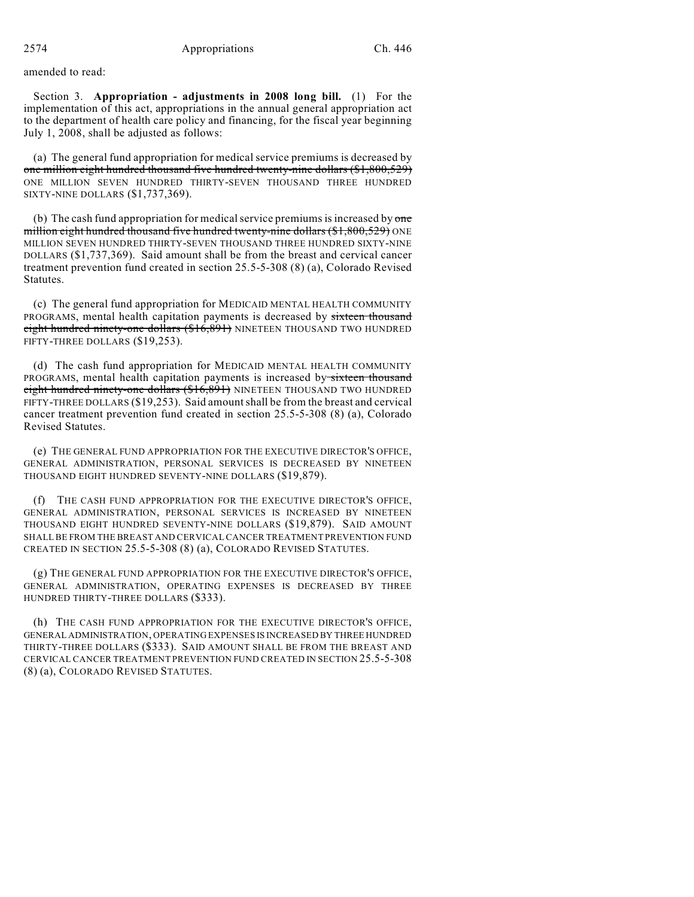amended to read:

Section 3. **Appropriation - adjustments in 2008 long bill.** (1) For the implementation of this act, appropriations in the annual general appropriation act to the department of health care policy and financing, for the fiscal year beginning July 1, 2008, shall be adjusted as follows:

(a) The general fund appropriation for medical service premiums is decreased by ~~one million eight hundred thousand five hundred twenty-nine dollars ($1,800,529)~~ ONE MILLION SEVEN HUNDRED THIRTY-SEVEN THOUSAND THREE HUNDRED SIXTY-NINE DOLLARS ($1,737,369).

(b) The cash fund appropriation for medical service premiums is increased by ~~one million eight hundred thousand five hundred twenty-nine dollars ($1,800,529)~~ ONE MILLION SEVEN HUNDRED THIRTY-SEVEN THOUSAND THREE HUNDRED SIXTY-NINE DOLLARS ($1,737,369). Said amount shall be from the breast and cervical cancer treatment prevention fund created in section 25.5-5-308 (8) (a), Colorado Revised Statutes.

(c) The general fund appropriation for MEDICAID MENTAL HEALTH COMMUNITY PROGRAMS, mental health capitation payments is decreased by ~~sixteen thousand eight hundred ninety-one dollars ($16,891)~~ NINETEEN THOUSAND TWO HUNDRED FIFTY-THREE DOLLARS ($19,253).

(d) The cash fund appropriation for MEDICAID MENTAL HEALTH COMMUNITY PROGRAMS, mental health capitation payments is increased by ~~sixteen thousand eight hundred ninety-one dollars ($16,891)~~ NINETEEN THOUSAND TWO HUNDRED FIFTY-THREE DOLLARS ($19,253). Said amount shall be from the breast and cervical cancer treatment prevention fund created in section 25.5-5-308 (8) (a), Colorado Revised Statutes.

(e) THE GENERAL FUND APPROPRIATION FOR THE EXECUTIVE DIRECTOR'S OFFICE, GENERAL ADMINISTRATION, PERSONAL SERVICES IS DECREASED BY NINETEEN THOUSAND EIGHT HUNDRED SEVENTY-NINE DOLLARS ($19,879).

(f) THE CASH FUND APPROPRIATION FOR THE EXECUTIVE DIRECTOR'S OFFICE, GENERAL ADMINISTRATION, PERSONAL SERVICES IS INCREASED BY NINETEEN THOUSAND EIGHT HUNDRED SEVENTY-NINE DOLLARS ($19,879). SAID AMOUNT SHALL BE FROM THE BREAST AND CERVICAL CANCER TREATMENT PREVENTION FUND CREATED IN SECTION 25.5-5-308 (8) (a), COLORADO REVISED STATUTES.

(g) THE GENERAL FUND APPROPRIATION FOR THE EXECUTIVE DIRECTOR'S OFFICE, GENERAL ADMINISTRATION, OPERATING EXPENSES IS DECREASED BY THREE HUNDRED THIRTY-THREE DOLLARS ($333).

(h) THE CASH FUND APPROPRIATION FOR THE EXECUTIVE DIRECTOR'S OFFICE, GENERAL ADMINISTRATION, OPERATING EXPENSES IS INCREASED BY THREE HUNDRED THIRTY-THREE DOLLARS ($333). SAID AMOUNT SHALL BE FROM THE BREAST AND CERVICAL CANCER TREATMENT PREVENTION FUND CREATED IN SECTION 25.5-5-308 (8) (a), COLORADO REVISED STATUTES.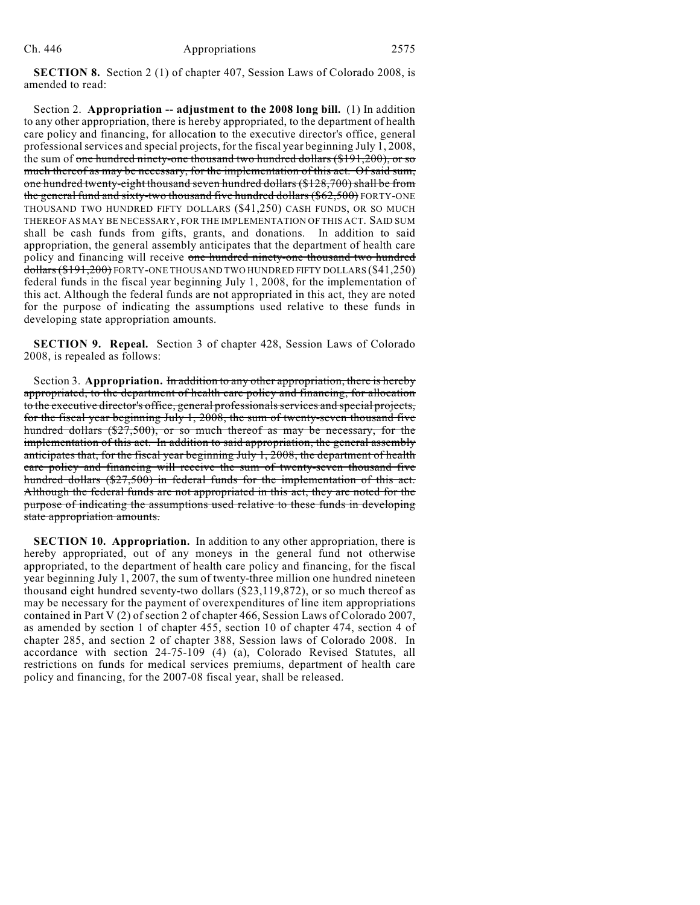**SECTION 8.** Section 2 (1) of chapter 407, Session Laws of Colorado 2008, is amended to read:

Section 2. **Appropriation -- adjustment to the 2008 long bill.** (1) In addition to any other appropriation, there is hereby appropriated, to the department of health care policy and financing, for allocation to the executive director's office, general professional services and special projects, for the fiscal year beginning July 1, 2008, the sum of ~~one hundred ninety-one thousand two hundred dollars ($191,200), or so much thereof as may be necessary, for the implementation of this act. Of said sum, one hundred twenty-eight thousand seven hundred dollars ($128,700) shall be from the general fund and sixty-two thousand five hundred dollars ($62,500)~~ FORTY-ONE THOUSAND TWO HUNDRED FIFTY DOLLARS ($41,250) CASH FUNDS, OR SO MUCH THEREOF AS MAY BE NECESSARY, FOR THE IMPLEMENTATION OF THIS ACT. SAID SUM shall be cash funds from gifts, grants, and donations. In addition to said appropriation, the general assembly anticipates that the department of health care policy and financing will receive ~~one hundred ninety-one thousand two hundred dollars ($191,200)~~ FORTY-ONE THOUSAND TWO HUNDRED FIFTY DOLLARS ($41,250) federal funds in the fiscal year beginning July 1, 2008, for the implementation of this act. Although the federal funds are not appropriated in this act, they are noted for the purpose of indicating the assumptions used relative to these funds in developing state appropriation amounts.

**SECTION 9. Repeal.** Section 3 of chapter 428, Session Laws of Colorado 2008, is repealed as follows:

Section 3. **Appropriation.** ~~In addition to any other appropriation, there is hereby appropriated, to the department of health care policy and financing, for allocation to the executive director's office, general professionals services and special projects, for the fiscal year beginning July 1, 2008, the sum of twenty-seven thousand five hundred dollars ($27,500), or so much thereof as may be necessary, for the implementation of this act. In addition to said appropriation, the general assembly anticipates that, for the fiscal year beginning July 1, 2008, the department of health care policy and financing will receive the sum of twenty-seven thousand five hundred dollars ($27,500) in federal funds for the implementation of this act. Although the federal funds are not appropriated in this act, they are noted for the purpose of indicating the assumptions used relative to these funds in developing state appropriation amounts.~~

**SECTION 10. Appropriation.** In addition to any other appropriation, there is hereby appropriated, out of any moneys in the general fund not otherwise appropriated, to the department of health care policy and financing, for the fiscal year beginning July 1, 2007, the sum of twenty-three million one hundred nineteen thousand eight hundred seventy-two dollars ($23,119,872), or so much thereof as may be necessary for the payment of overexpenditures of line item appropriations contained in Part V (2) of section 2 of chapter 466, Session Laws of Colorado 2007, as amended by section 1 of chapter 455, section 10 of chapter 474, section 4 of chapter 285, and section 2 of chapter 388, Session laws of Colorado 2008. In accordance with section 24-75-109 (4) (a), Colorado Revised Statutes, all restrictions on funds for medical services premiums, department of health care policy and financing, for the 2007-08 fiscal year, shall be released.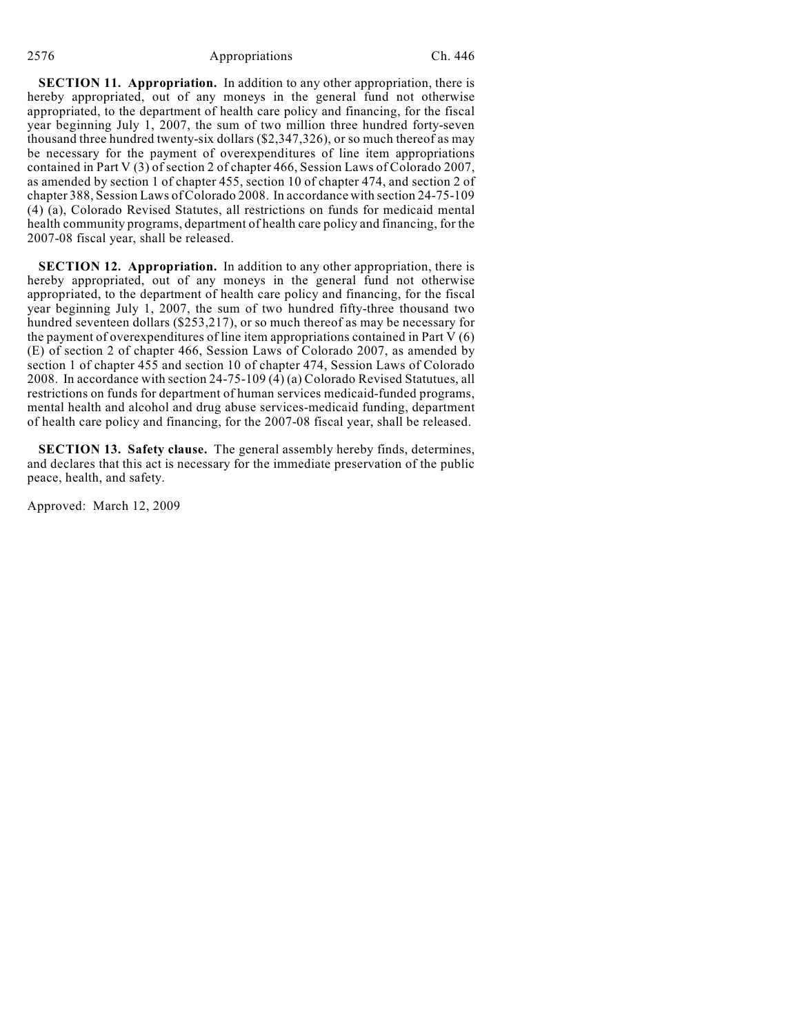**SECTION 11. Appropriation.** In addition to any other appropriation, there is hereby appropriated, out of any moneys in the general fund not otherwise appropriated, to the department of health care policy and financing, for the fiscal year beginning July 1, 2007, the sum of two million three hundred forty-seven thousand three hundred twenty-six dollars ($2,347,326), or so much thereof as may be necessary for the payment of overexpenditures of line item appropriations contained in Part V (3) of section 2 of chapter 466, Session Laws of Colorado 2007, as amended by section 1 of chapter 455, section 10 of chapter 474, and section 2 of chapter 388, Session Laws of Colorado 2008. In accordance with section 24-75-109 (4) (a), Colorado Revised Statutes, all restrictions on funds for medicaid mental health community programs, department of health care policy and financing, for the 2007-08 fiscal year, shall be released.

**SECTION 12. Appropriation.** In addition to any other appropriation, there is hereby appropriated, out of any moneys in the general fund not otherwise appropriated, to the department of health care policy and financing, for the fiscal year beginning July 1, 2007, the sum of two hundred fifty-three thousand two hundred seventeen dollars ($253,217), or so much thereof as may be necessary for the payment of overexpenditures of line item appropriations contained in Part V (6) (E) of section 2 of chapter 466, Session Laws of Colorado 2007, as amended by section 1 of chapter 455 and section 10 of chapter 474, Session Laws of Colorado 2008. In accordance with section 24-75-109 (4) (a) Colorado Revised Statutues, all restrictions on funds for department of human services medicaid-funded programs, mental health and alcohol and drug abuse services-medicaid funding, department of health care policy and financing, for the 2007-08 fiscal year, shall be released.

**SECTION 13. Safety clause.** The general assembly hereby finds, determines, and declares that this act is necessary for the immediate preservation of the public peace, health, and safety.

Approved: March 12, 2009